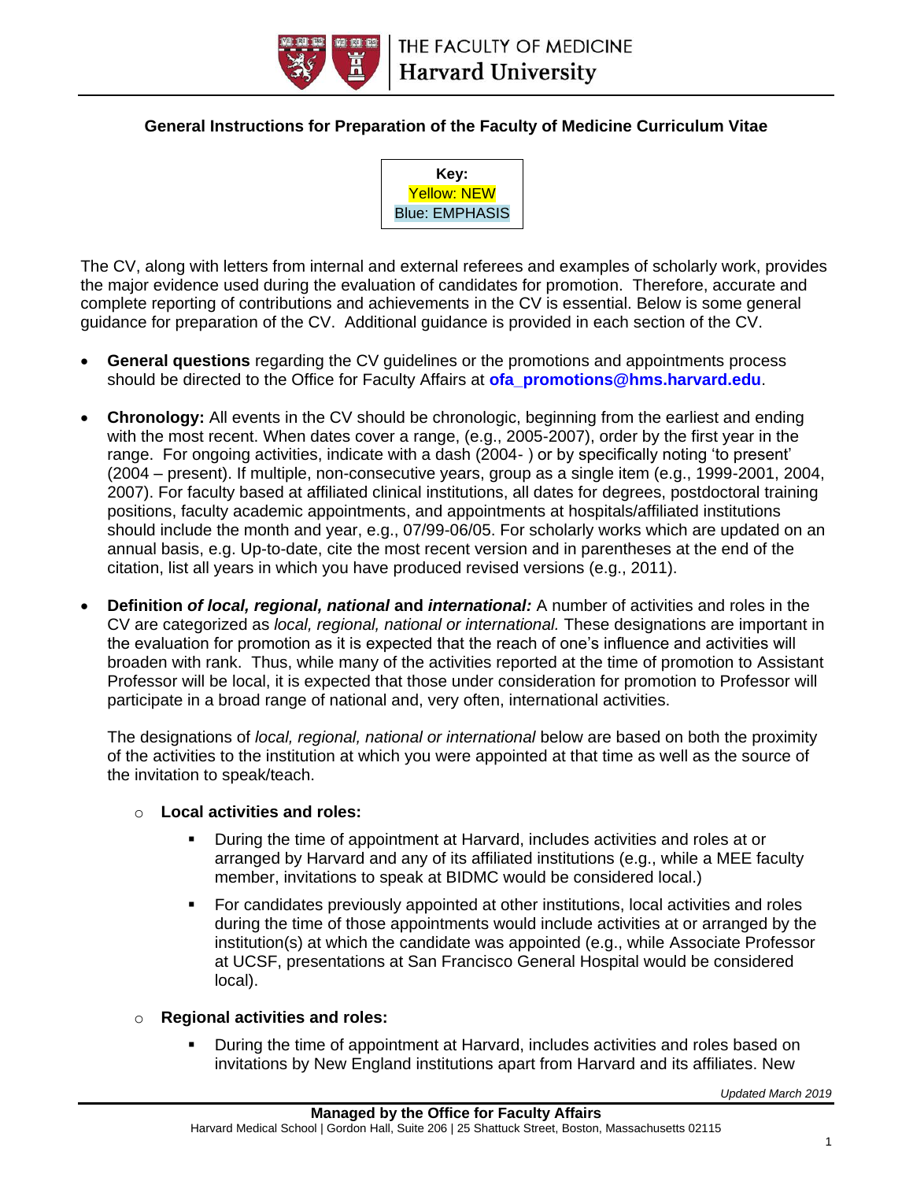THE FACULTY OF MEDICINE
Harvard University

# General Instructions for Preparation of the Faculty of Medicine Curriculum Vitae

| Key: |
|---|
| Yellow: NEW |
| Blue: EMPHASIS |

The CV, along with letters from internal and external referees and examples of scholarly work, provides the major evidence used during the evaluation of candidates for promotion. Therefore, accurate and complete reporting of contributions and achievements in the CV is essential. Below is some general guidance for preparation of the CV. Additional guidance is provided in each section of the CV.

- **General questions** regarding the CV guidelines or the promotions and appointments process should be directed to the Office for Faculty Affairs at **ofa_promotions@hms.harvard.edu**.

- **Chronology:** All events in the CV should be chronologic, beginning from the earliest and ending with the most recent. When dates cover a range, (e.g., 2005-2007), order by the first year in the range. For ongoing activities, indicate with a dash (2004- ) or by specifically noting 'to present' (2004 – present). If multiple, non-consecutive years, group as a single item (e.g., 1999-2001, 2004, 2007). For faculty based at affiliated clinical institutions, all dates for degrees, postdoctoral training positions, faculty academic appointments, and appointments at hospitals/affiliated institutions should include the month and year, e.g., 07/99-06/05. For scholarly works which are updated on an annual basis, e.g. Up-to-date, cite the most recent version and in parentheses at the end of the citation, list all years in which you have produced revised versions (e.g., 2011).

- **Definition *of local, regional, national* and *international:*** A number of activities and roles in the CV are categorized as *local, regional, national or international.* These designations are important in the evaluation for promotion as it is expected that the reach of one's influence and activities will broaden with rank. Thus, while many of the activities reported at the time of promotion to Assistant Professor will be local, it is expected that those under consideration for promotion to Professor will participate in a broad range of national and, very often, international activities.

  The designations of *local, regional, national or international* below are based on both the proximity of the activities to the institution at which you were appointed at that time as well as the source of the invitation to speak/teach.

  - **Local activities and roles:**
    - During the time of appointment at Harvard, includes activities and roles at or arranged by Harvard and any of its affiliated institutions (e.g., while a MEE faculty member, invitations to speak at BIDMC would be considered local.)
    - For candidates previously appointed at other institutions, local activities and roles during the time of those appointments would include activities at or arranged by the institution(s) at which the candidate was appointed (e.g., while Associate Professor at UCSF, presentations at San Francisco General Hospital would be considered local).

  - **Regional activities and roles:**
    - During the time of appointment at Harvard, includes activities and roles based on invitations by New England institutions apart from Harvard and its affiliates. New

Updated March 2019

**Managed by the Office for Faculty Affairs**
Harvard Medical School | Gordon Hall, Suite 206 | 25 Shattuck Street, Boston, Massachusetts 02115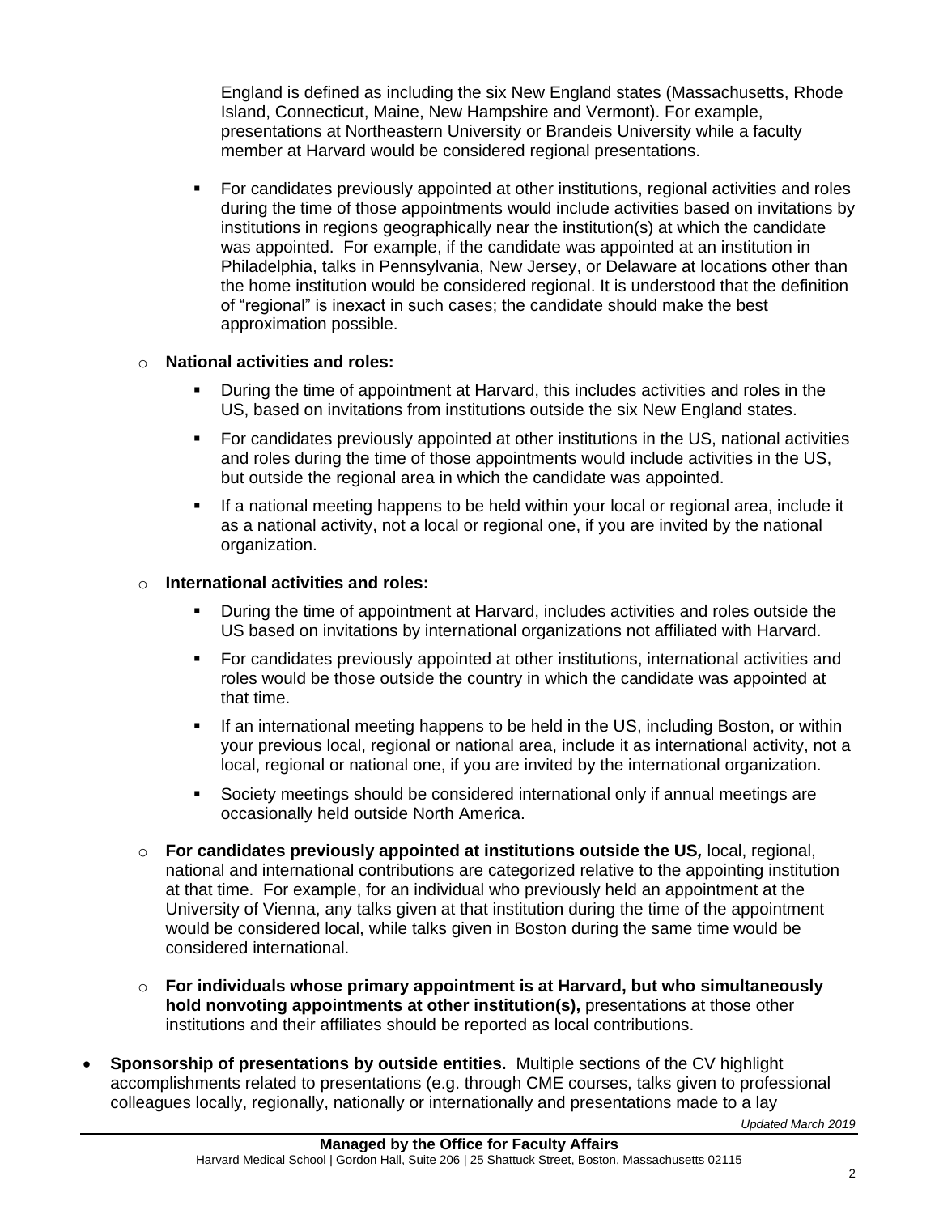England is defined as including the six New England states (Massachusetts, Rhode Island, Connecticut, Maine, New Hampshire and Vermont). For example, presentations at Northeastern University or Brandeis University while a faculty member at Harvard would be considered regional presentations.

    - For candidates previously appointed at other institutions, regional activities and roles during the time of those appointments would include activities based on invitations by institutions in regions geographically near the institution(s) at which the candidate was appointed. For example, if the candidate was appointed at an institution in Philadelphia, talks in Pennsylvania, New Jersey, or Delaware at locations other than the home institution would be considered regional. It is understood that the definition of "regional" is inexact in such cases; the candidate should make the best approximation possible.

  - **National activities and roles:**
    - During the time of appointment at Harvard, this includes activities and roles in the US, based on invitations from institutions outside the six New England states.
    - For candidates previously appointed at other institutions in the US, national activities and roles during the time of those appointments would include activities in the US, but outside the regional area in which the candidate was appointed.
    - If a national meeting happens to be held within your local or regional area, include it as a national activity, not a local or regional one, if you are invited by the national organization.

  - **International activities and roles:**
    - During the time of appointment at Harvard, includes activities and roles outside the US based on invitations by international organizations not affiliated with Harvard.
    - For candidates previously appointed at other institutions, international activities and roles would be those outside the country in which the candidate was appointed at that time.
    - If an international meeting happens to be held in the US, including Boston, or within your previous local, regional or national area, include it as international activity, not a local, regional or national one, if you are invited by the international organization.
    - Society meetings should be considered international only if annual meetings are occasionally held outside North America.

  - **For candidates previously appointed at institutions outside the US*,*** local, regional, national and international contributions are categorized relative to the appointing institution <u>at that time</u>. For example, for an individual who previously held an appointment at the University of Vienna, any talks given at that institution during the time of the appointment would be considered local, while talks given in Boston during the same time would be considered international.

  - **For individuals whose primary appointment is at Harvard, but who simultaneously hold nonvoting appointments at other institution(s),** presentations at those other institutions and their affiliates should be reported as local contributions.

- **Sponsorship of presentations by outside entities.** Multiple sections of the CV highlight accomplishments related to presentations (e.g. through CME courses, talks given to professional colleagues locally, regionally, nationally or internationally and presentations made to a lay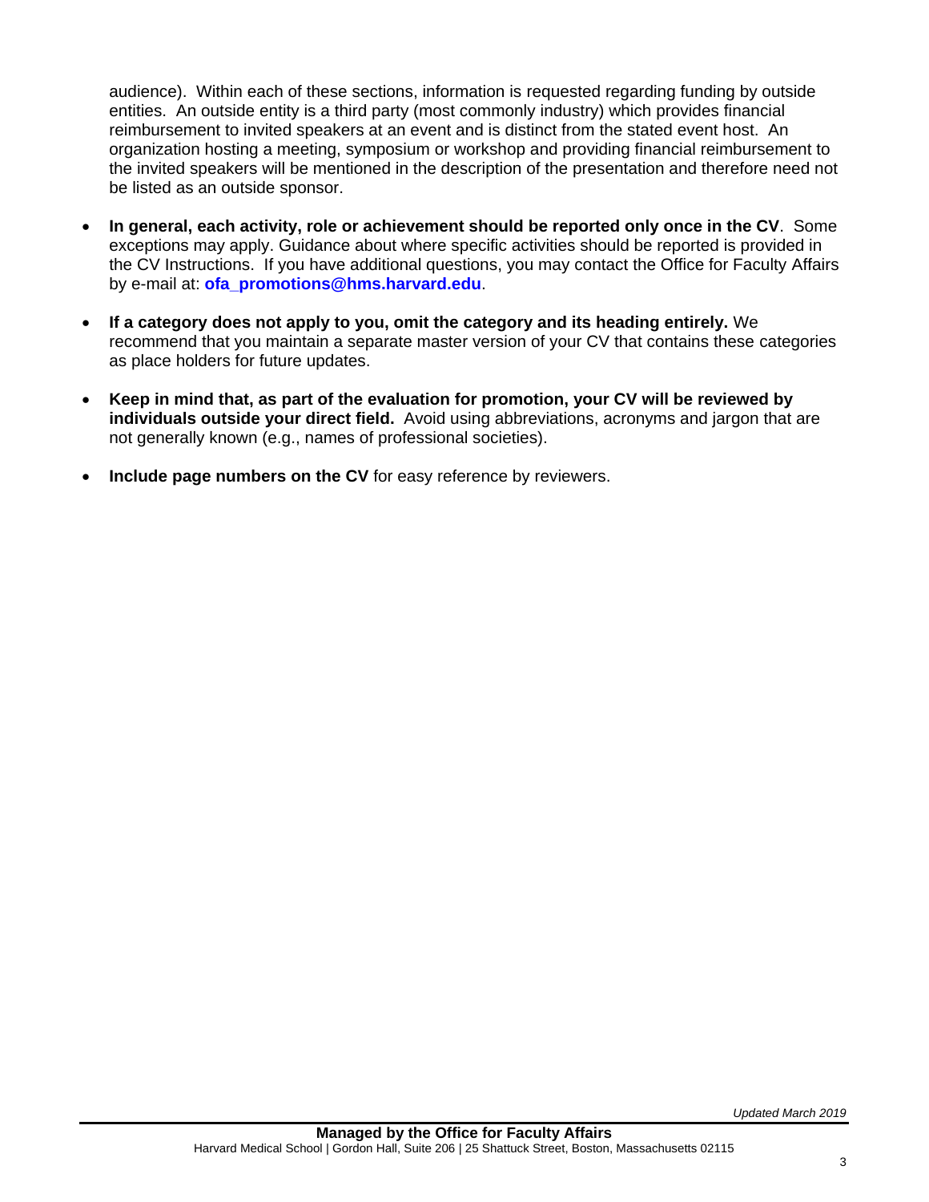audience). Within each of these sections, information is requested regarding funding by outside entities. An outside entity is a third party (most commonly industry) which provides financial reimbursement to invited speakers at an event and is distinct from the stated event host. An organization hosting a meeting, symposium or workshop and providing financial reimbursement to the invited speakers will be mentioned in the description of the presentation and therefore need not be listed as an outside sponsor.

- **In general, each activity, role or achievement should be reported only once in the CV**. Some exceptions may apply. Guidance about where specific activities should be reported is provided in the CV Instructions. If you have additional questions, you may contact the Office for Faculty Affairs by e-mail at: **ofa_promotions@hms.harvard.edu**.
- **If a category does not apply to you, omit the category and its heading entirely.** We recommend that you maintain a separate master version of your CV that contains these categories as place holders for future updates.
- **Keep in mind that, as part of the evaluation for promotion, your CV will be reviewed by individuals outside your direct field.** Avoid using abbreviations, acronyms and jargon that are not generally known (e.g., names of professional societies).
- **Include page numbers on the CV** for easy reference by reviewers.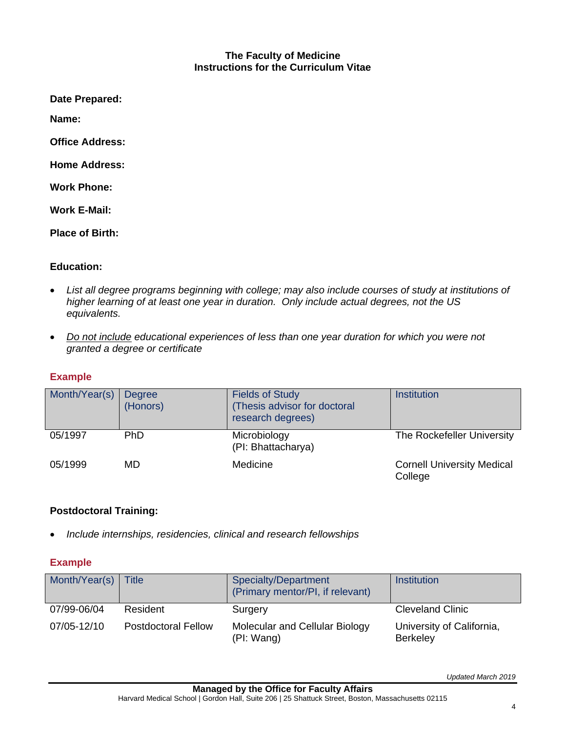**The Faculty of Medicine**
**Instructions for the Curriculum Vitae**

**Date Prepared:**

**Name:**

**Office Address:**

**Home Address:**

**Work Phone:**

**Work E-Mail:**

**Place of Birth:**

**Education:**

- *List all degree programs beginning with college; may also include courses of study at institutions of higher learning of at least one year in duration. Only include actual degrees, not the US equivalents.*
- *Do not include educational experiences of less than one year duration for which you were not granted a degree or certificate*

**Example**

| Month/Year(s) | Degree (Honors) | Fields of Study (Thesis advisor for doctoral research degrees) | Institution |
|---|---|---|---|
| 05/1997 | PhD | Microbiology (PI: Bhattacharya) | The Rockefeller University |
| 05/1999 | MD | Medicine | Cornell University Medical College |

**Postdoctoral Training:**

- *Include internships, residencies, clinical and research fellowships*

**Example**

| Month/Year(s) | Title | Specialty/Department (Primary mentor/PI, if relevant) | Institution |
|---|---|---|---|
| 07/99-06/04 | Resident | Surgery | Cleveland Clinic |
| 07/05-12/10 | Postdoctoral Fellow | Molecular and Cellular Biology (PI: Wang) | University of California, Berkeley |

*Updated March 2019*

**Managed by the Office for Faculty Affairs**
Harvard Medical School | Gordon Hall, Suite 206 | 25 Shattuck Street, Boston, Massachusetts 02115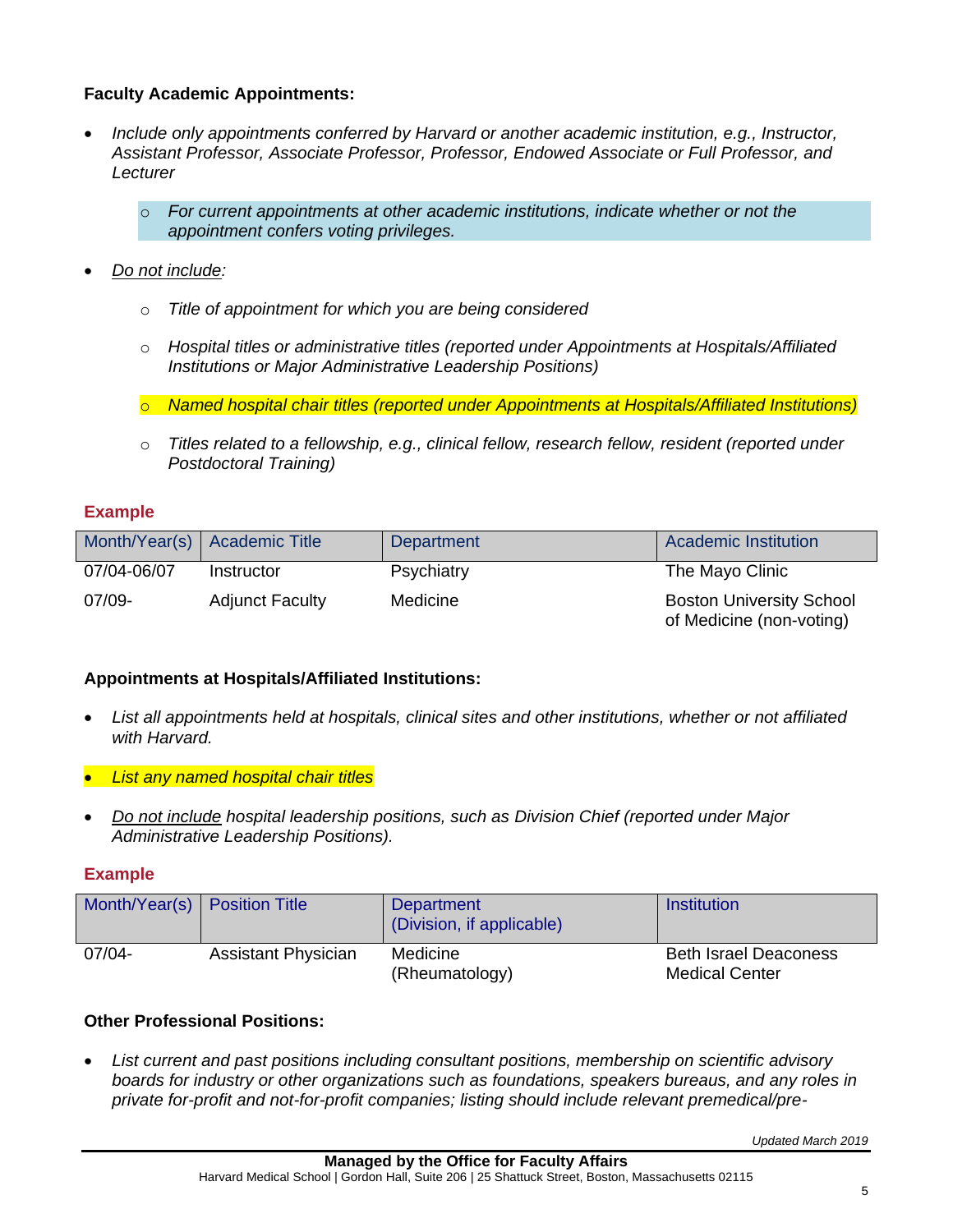**Faculty Academic Appointments:**

- *Include only appointments conferred by Harvard or another academic institution, e.g., Instructor, Assistant Professor, Associate Professor, Professor, Endowed Associate or Full Professor, and Lecturer*
  - *For current appointments at other academic institutions, indicate whether or not the appointment confers voting privileges.*
- *Do not include:*
  - *Title of appointment for which you are being considered*
  - *Hospital titles or administrative titles (reported under Appointments at Hospitals/Affiliated Institutions or Major Administrative Leadership Positions)*
  - *Named hospital chair titles (reported under Appointments at Hospitals/Affiliated Institutions)*
  - *Titles related to a fellowship, e.g., clinical fellow, research fellow, resident (reported under Postdoctoral Training)*

**Example**

| Month/Year(s) | Academic Title | Department | Academic Institution |
|---|---|---|---|
| 07/04-06/07 | Instructor | Psychiatry | The Mayo Clinic |
| 07/09- | Adjunct Faculty | Medicine | Boston University School of Medicine (non-voting) |

**Appointments at Hospitals/Affiliated Institutions:**

- *List all appointments held at hospitals, clinical sites and other institutions, whether or not affiliated with Harvard.*
- *List any named hospital chair titles*
- *Do not include hospital leadership positions, such as Division Chief (reported under Major Administrative Leadership Positions).*

**Example**

| Month/Year(s) | Position Title | Department (Division, if applicable) | Institution |
|---|---|---|---|
| 07/04- | Assistant Physician | Medicine (Rheumatology) | Beth Israel Deaconess Medical Center |

**Other Professional Positions:**

- *List current and past positions including consultant positions, membership on scientific advisory boards for industry or other organizations such as foundations, speakers bureaus, and any roles in private for-profit and not-for-profit companies; listing should include relevant premedical/pre-*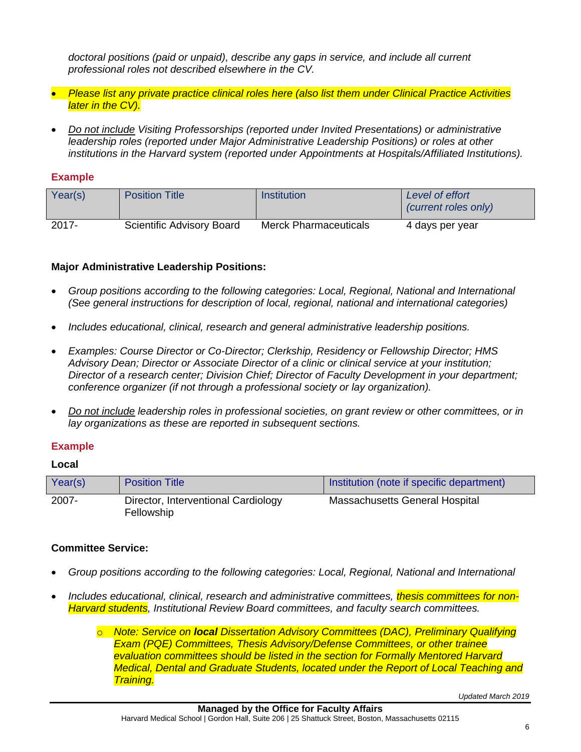*doctoral positions (paid or unpaid), describe any gaps in service, and include all current professional roles not described elsewhere in the CV.*

- *Please list any private practice clinical roles here (also list them under Clinical Practice Activities later in the CV).*

- *Do not include Visiting Professorships (reported under Invited Presentations) or administrative leadership roles (reported under Major Administrative Leadership Positions) or roles at other institutions in the Harvard system (reported under Appointments at Hospitals/Affiliated Institutions).*

**Example**

| Year(s) | Position Title | Institution | *Level of effort (current roles only)* |
|---|---|---|---|
| 2017- | Scientific Advisory Board | Merck Pharmaceuticals | 4 days per year |

**Major Administrative Leadership Positions:**

- *Group positions according to the following categories: Local, Regional, National and International (See general instructions for description of local, regional, national and international categories)*

- *Includes educational, clinical, research and general administrative leadership positions.*

- *Examples: Course Director or Co-Director; Clerkship, Residency or Fellowship Director; HMS Advisory Dean; Director or Associate Director of a clinic or clinical service at your institution; Director of a research center; Division Chief; Director of Faculty Development in your department; conference organizer (if not through a professional society or lay organization).*

- *Do not include leadership roles in professional societies, on grant review or other committees, or in lay organizations as these are reported in subsequent sections.*

**Example**

**Local**

| Year(s) | Position Title | Institution (note if specific department) |
|---|---|---|
| 2007- | Director, Interventional Cardiology Fellowship | Massachusetts General Hospital |

**Committee Service:**

- *Group positions according to the following categories: Local, Regional, National and International*

- *Includes educational, clinical, research and administrative committees, thesis committees for non-Harvard students, Institutional Review Board committees, and faculty search committees.*

    - *Note: Service on **local** Dissertation Advisory Committees (DAC), Preliminary Qualifying Exam (PQE) Committees, Thesis Advisory/Defense Committees, or other trainee evaluation committees should be listed in the section for Formally Mentored Harvard Medical, Dental and Graduate Students, located under the Report of Local Teaching and Training.*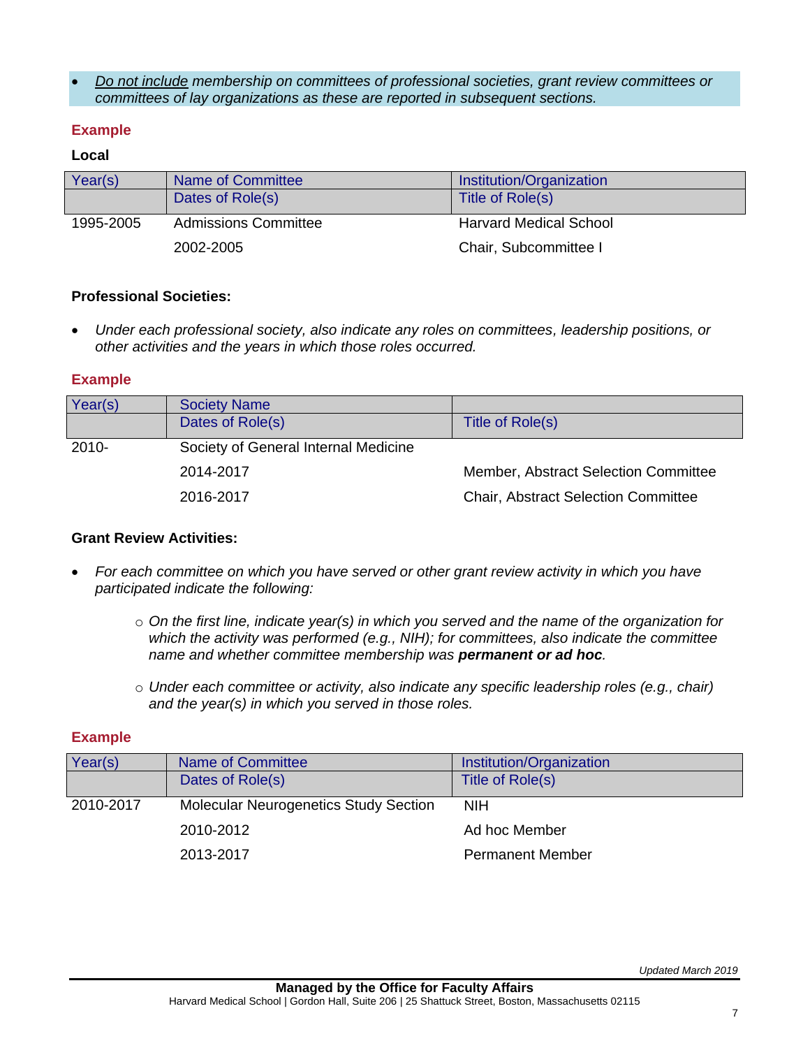- *<u>Do not include</u> membership on committees of professional societies, grant review committees or committees of lay organizations as these are reported in subsequent sections.*

**Example**

**Local**

| Year(s) | Name of Committee<br>Dates of Role(s) | Institution/Organization<br>Title of Role(s) |
|---|---|---|
| 1995-2005 | Admissions Committee | Harvard Medical School |
| | 2002-2005 | Chair, Subcommittee I |

**Professional Societies:**

- *Under each professional society, also indicate any roles on committees, leadership positions, or other activities and the years in which those roles occurred.*

**Example**

| Year(s) | Society Name<br>Dates of Role(s) | Title of Role(s) |
|---|---|---|
| 2010- | Society of General Internal Medicine | |
| | 2014-2017 | Member, Abstract Selection Committee |
| | 2016-2017 | Chair, Abstract Selection Committee |

**Grant Review Activities:**

- *For each committee on which you have served or other grant review activity in which you have participated indicate the following:*
  - *On the first line, indicate year(s) in which you served and the name of the organization for which the activity was performed (e.g., NIH); for committees, also indicate the committee name and whether committee membership was* ***permanent or ad hoc****.*
  - *Under each committee or activity, also indicate any specific leadership roles (e.g., chair) and the year(s) in which you served in those roles.*

**Example**

| Year(s) | Name of Committee<br>Dates of Role(s) | Institution/Organization<br>Title of Role(s) |
|---|---|---|
| 2010-2017 | Molecular Neurogenetics Study Section | NIH |
| | 2010-2012 | Ad hoc Member |
| | 2013-2017 | Permanent Member |

*Updated March 2019*

**Managed by the Office for Faculty Affairs**
Harvard Medical School | Gordon Hall, Suite 206 | 25 Shattuck Street, Boston, Massachusetts 02115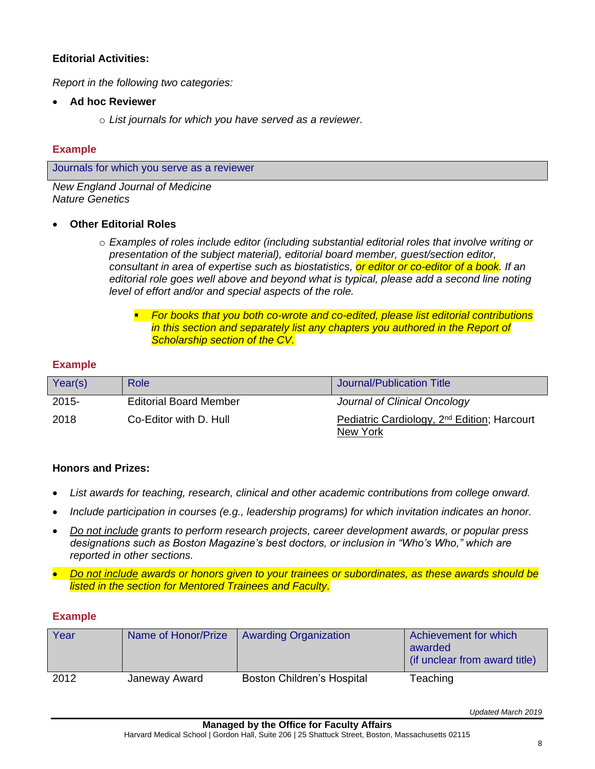**Editorial Activities:**

*Report in the following two categories:*

- **Ad hoc Reviewer**
  - *List journals for which you have served as a reviewer.*

**Example**

| Journals for which you serve as a reviewer |
|---|

*New England Journal of Medicine*
*Nature Genetics*

- **Other Editorial Roles**
  - *Examples of roles include editor (including substantial editorial roles that involve writing or presentation of the subject material), editorial board member, guest/section editor, consultant in area of expertise such as biostatistics, or editor or co-editor of a book. If an editorial role goes well above and beyond what is typical, please add a second line noting level of effort and/or and special aspects of the role.*
    - *For books that you both co-wrote and co-edited, please list editorial contributions in this section and separately list any chapters you authored in the Report of Scholarship section of the CV.*

**Example**

| Year(s) | Role | Journal/Publication Title |
|---|---|---|
| 2015- | Editorial Board Member | *Journal of Clinical Oncology* |
| 2018 | Co-Editor with D. Hull | Pediatric Cardiology, 2nd Edition; Harcourt New York |

**Honors and Prizes:**

- *List awards for teaching, research, clinical and other academic contributions from college onward.*
- *Include participation in courses (e.g., leadership programs) for which invitation indicates an honor.*
- *Do not include grants to perform research projects, career development awards, or popular press designations such as Boston Magazine's best doctors, or inclusion in "Who's Who," which are reported in other sections.*
- *Do not include awards or honors given to your trainees or subordinates, as these awards should be listed in the section for Mentored Trainees and Faculty.*

**Example**

| Year | Name of Honor/Prize | Awarding Organization | Achievement for which awarded (if unclear from award title) |
|---|---|---|---|
| 2012 | Janeway Award | Boston Children's Hospital | Teaching |

*Updated March 2019*

**Managed by the Office for Faculty Affairs**
Harvard Medical School | Gordon Hall, Suite 206 | 25 Shattuck Street, Boston, Massachusetts 02115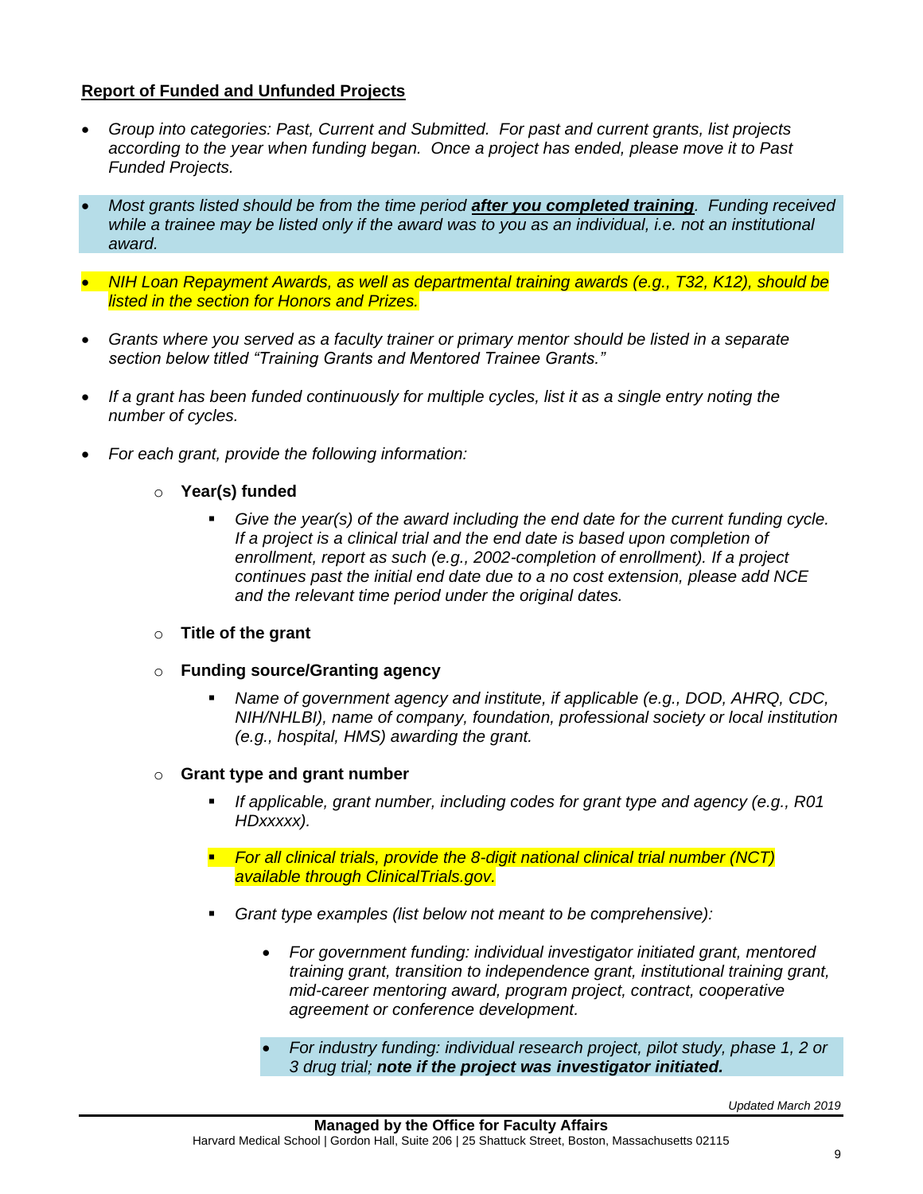**Report of Funded and Unfunded Projects**

- *Group into categories: Past, Current and Submitted. For past and current grants, list projects according to the year when funding began. Once a project has ended, please move it to Past Funded Projects.*
- *Most grants listed should be from the time period **after you completed training**. Funding received while a trainee may be listed only if the award was to you as an individual, i.e. not an institutional award.*
- *NIH Loan Repayment Awards, as well as departmental training awards (e.g., T32, K12), should be listed in the section for Honors and Prizes.*
- *Grants where you served as a faculty trainer or primary mentor should be listed in a separate section below titled "Training Grants and Mentored Trainee Grants."*
- *If a grant has been funded continuously for multiple cycles, list it as a single entry noting the number of cycles.*
- *For each grant, provide the following information:*
    - **Year(s) funded**
        - *Give the year(s) of the award including the end date for the current funding cycle. If a project is a clinical trial and the end date is based upon completion of enrollment, report as such (e.g., 2002-completion of enrollment). If a project continues past the initial end date due to a no cost extension, please add NCE and the relevant time period under the original dates.*
    - **Title of the grant**
    - **Funding source/Granting agency**
        - *Name of government agency and institute, if applicable (e.g., DOD, AHRQ, CDC, NIH/NHLBI), name of company, foundation, professional society or local institution (e.g., hospital, HMS) awarding the grant.*
    - **Grant type and grant number**
        - *If applicable, grant number, including codes for grant type and agency (e.g., R01 HDxxxxx).*
        - *For all clinical trials, provide the 8-digit national clinical trial number (NCT) available through ClinicalTrials.gov.*
        - *Grant type examples (list below not meant to be comprehensive):*
            - *For government funding: individual investigator initiated grant, mentored training grant, transition to independence grant, institutional training grant, mid-career mentoring award, program project, contract, cooperative agreement or conference development.*
            - *For industry funding: individual research project, pilot study, phase 1, 2 or 3 drug trial; **note if the project was investigator initiated.***

*Updated March 2019*

**Managed by the Office for Faculty Affairs**
Harvard Medical School | Gordon Hall, Suite 206 | 25 Shattuck Street, Boston, Massachusetts 02115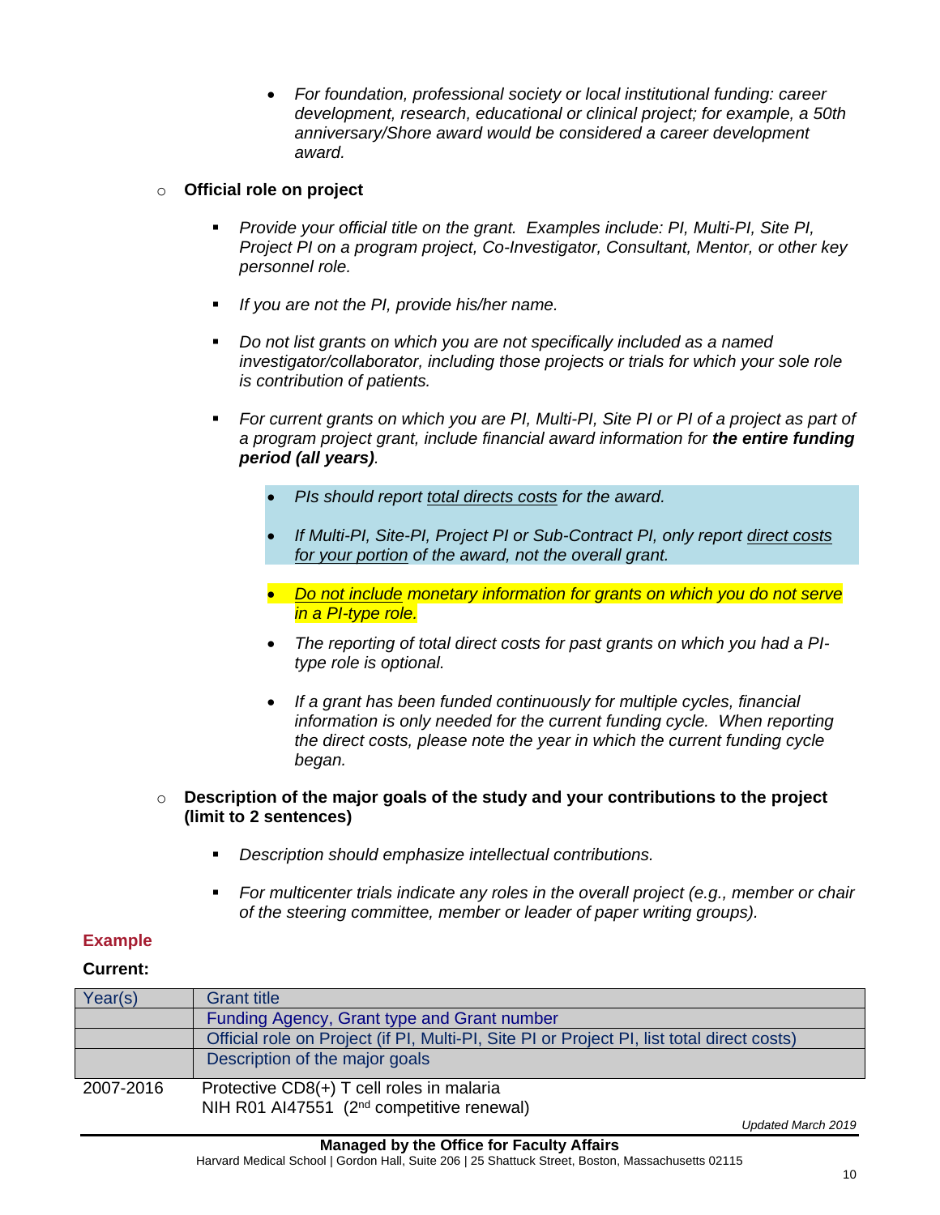- *For foundation, professional society or local institutional funding: career development, research, educational or clinical project; for example, a 50th anniversary/Shore award would be considered a career development award.*

- **Official role on project**

  - *Provide your official title on the grant. Examples include: PI, Multi-PI, Site PI, Project PI on a program project, Co-Investigator, Consultant, Mentor, or other key personnel role.*

  - *If you are not the PI, provide his/her name.*

  - *Do not list grants on which you are not specifically included as a named investigator/collaborator, including those projects or trials for which your sole role is contribution of patients.*

  - *For current grants on which you are PI, Multi-PI, Site PI or PI of a project as part of a program project grant, include financial award information for **the entire funding period (all years)**.*

    - *PIs should report total directs costs for the award.*

    - *If Multi-PI, Site-PI, Project PI or Sub-Contract PI, only report direct costs for your portion of the award, not the overall grant.*

    - *Do not include monetary information for grants on which you do not serve in a PI-type role.*

    - *The reporting of total direct costs for past grants on which you had a PI-type role is optional.*

    - *If a grant has been funded continuously for multiple cycles, financial information is only needed for the current funding cycle. When reporting the direct costs, please note the year in which the current funding cycle began.*

- **Description of the major goals of the study and your contributions to the project (limit to 2 sentences)**

  - *Description should emphasize intellectual contributions.*

  - *For multicenter trials indicate any roles in the overall project (e.g., member or chair of the steering committee, member or leader of paper writing groups).*

## Example

**Current:**

| | |
|---|---|
| Year(s) | Grant title |
| | Funding Agency, Grant type and Grant number |
| | Official role on Project (if PI, Multi-PI, Site PI or Project PI, list total direct costs) |
| | Description of the major goals |
| 2007-2016 | Protective CD8(+) T cell roles in malaria<br>NIH R01 AI47551 (2nd competitive renewal) |

Updated March 2019

**Managed by the Office for Faculty Affairs**
Harvard Medical School | Gordon Hall, Suite 206 | 25 Shattuck Street, Boston, Massachusetts 02115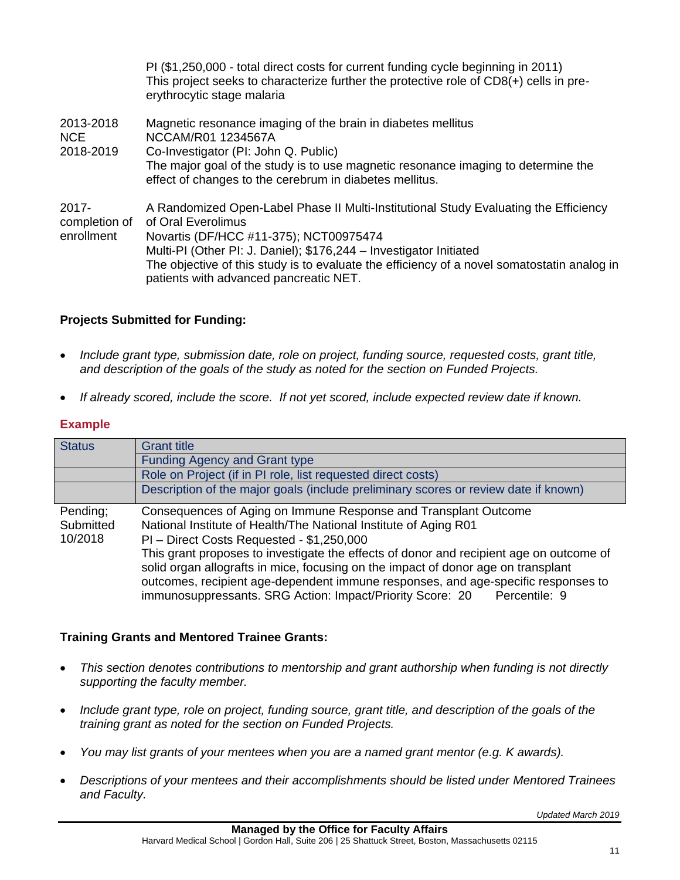| | |
|---|---|
| | PI ($1,250,000 - total direct costs for current funding cycle beginning in 2011)<br>This project seeks to characterize further the protective role of CD8(+) cells in pre-erythrocytic stage malaria |
| 2013-2018<br>NCE<br>2018-2019 | Magnetic resonance imaging of the brain in diabetes mellitus<br>NCCAM/R01 1234567A<br>Co-Investigator (PI: John Q. Public)<br>The major goal of the study is to use magnetic resonance imaging to determine the effect of changes to the cerebrum in diabetes mellitus. |
| 2017-completion of enrollment | A Randomized Open-Label Phase II Multi-Institutional Study Evaluating the Efficiency of Oral Everolimus<br>Novartis (DF/HCC #11-375); NCT00975474<br>Multi-PI (Other PI: J. Daniel); $176,244 – Investigator Initiated<br>The objective of this study is to evaluate the efficiency of a novel somatostatin analog in patients with advanced pancreatic NET. |

**Projects Submitted for Funding:**

- *Include grant type, submission date, role on project, funding source, requested costs, grant title, and description of the goals of the study as noted for the section on Funded Projects.*
- *If already scored, include the score. If not yet scored, include expected review date if known.*

**Example**

| Status | Grant title<br>Funding Agency and Grant type<br>Role on Project (if in PI role, list requested direct costs)<br>Description of the major goals (include preliminary scores or review date if known) |
|---|---|
| Pending; Submitted 10/2018 | Consequences of Aging on Immune Response and Transplant Outcome<br>National Institute of Health/The National Institute of Aging R01<br>PI – Direct Costs Requested - $1,250,000<br>This grant proposes to investigate the effects of donor and recipient age on outcome of solid organ allografts in mice, focusing on the impact of donor age on transplant outcomes, recipient age-dependent immune responses, and age-specific responses to immunosuppressants. SRG Action: Impact/Priority Score: 20 Percentile: 9 |

**Training Grants and Mentored Trainee Grants:**

- *This section denotes contributions to mentorship and grant authorship when funding is not directly supporting the faculty member.*
- *Include grant type, role on project, funding source, grant title, and description of the goals of the training grant as noted for the section on Funded Projects.*
- *You may list grants of your mentees when you are a named grant mentor (e.g. K awards).*
- *Descriptions of your mentees and their accomplishments should be listed under Mentored Trainees and Faculty.*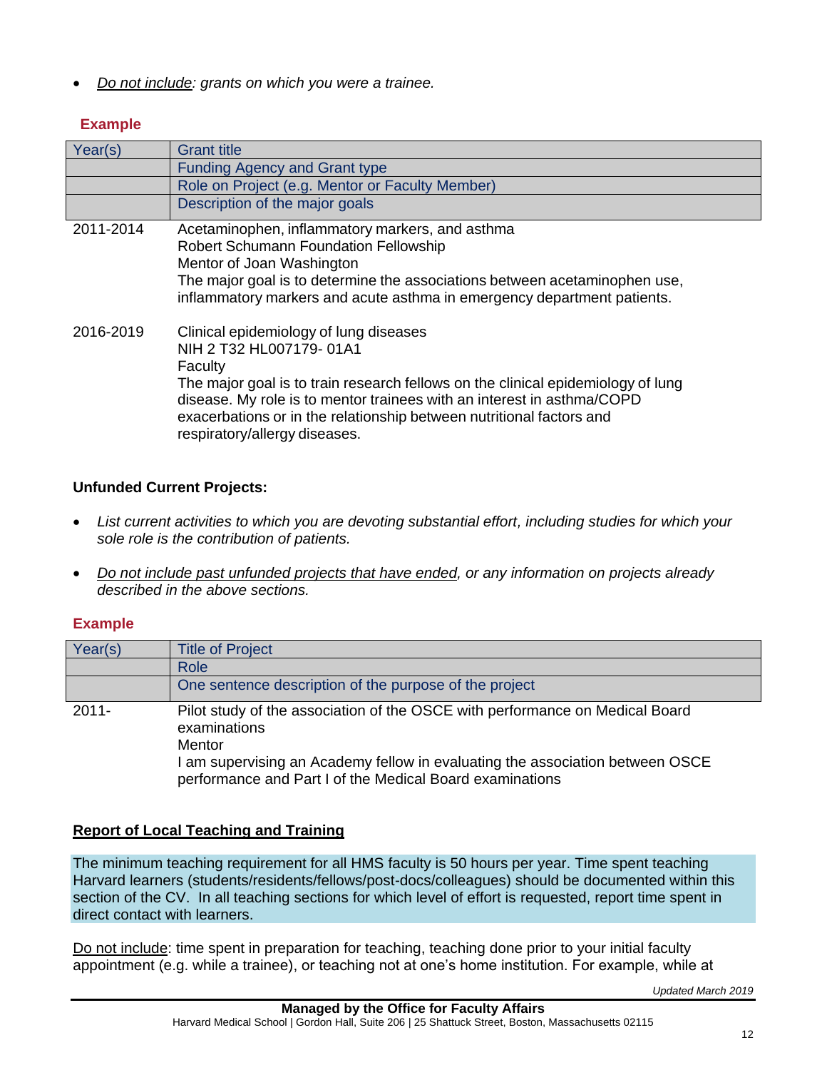- *Do not include: grants on which you were a trainee.*

**Example**

| Year(s) | Grant title<br>Funding Agency and Grant type<br>Role on Project (e.g. Mentor or Faculty Member)<br>Description of the major goals |
|---|---|
| 2011-2014 | Acetaminophen, inflammatory markers, and asthma<br>Robert Schumann Foundation Fellowship<br>Mentor of Joan Washington<br>The major goal is to determine the associations between acetaminophen use, inflammatory markers and acute asthma in emergency department patients. |
| 2016-2019 | Clinical epidemiology of lung diseases<br>NIH 2 T32 HL007179- 01A1<br>Faculty<br>The major goal is to train research fellows on the clinical epidemiology of lung disease. My role is to mentor trainees with an interest in asthma/COPD exacerbations or in the relationship between nutritional factors and respiratory/allergy diseases. |

**Unfunded Current Projects:**

- *List current activities to which you are devoting substantial effort, including studies for which your sole role is the contribution of patients.*
- *Do not include past unfunded projects that have ended, or any information on projects already described in the above sections.*

**Example**

| Year(s) | Title of Project<br>Role<br>One sentence description of the purpose of the project |
|---|---|
| 2011- | Pilot study of the association of the OSCE with performance on Medical Board examinations<br>Mentor<br>I am supervising an Academy fellow in evaluating the association between OSCE performance and Part I of the Medical Board examinations |

**Report of Local Teaching and Training**

The minimum teaching requirement for all HMS faculty is 50 hours per year. Time spent teaching Harvard learners (students/residents/fellows/post-docs/colleagues) should be documented within this section of the CV. In all teaching sections for which level of effort is requested, report time spent in direct contact with learners.

Do not include: time spent in preparation for teaching, teaching done prior to your initial faculty appointment (e.g. while a trainee), or teaching not at one's home institution. For example, while at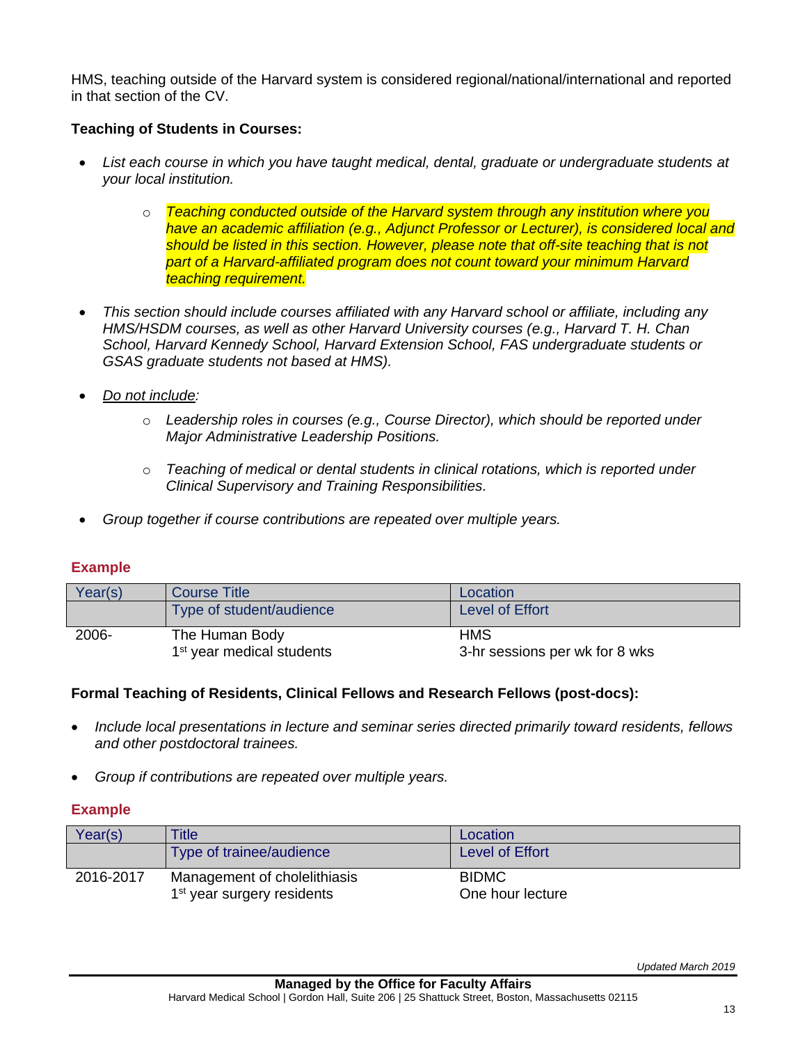HMS, teaching outside of the Harvard system is considered regional/national/international and reported in that section of the CV.

**Teaching of Students in Courses:**

- *List each course in which you have taught medical, dental, graduate or undergraduate students at your local institution.*
    - *Teaching conducted outside of the Harvard system through any institution where you have an academic affiliation (e.g., Adjunct Professor or Lecturer), is considered local and should be listed in this section. However, please note that off-site teaching that is not part of a Harvard-affiliated program does not count toward your minimum Harvard teaching requirement.*

- *This section should include courses affiliated with any Harvard school or affiliate, including any HMS/HSDM courses, as well as other Harvard University courses (e.g., Harvard T. H. Chan School, Harvard Kennedy School, Harvard Extension School, FAS undergraduate students or GSAS graduate students not based at HMS).*

- *Do not include:*
    - *Leadership roles in courses (e.g., Course Director), which should be reported under Major Administrative Leadership Positions.*
    - *Teaching of medical or dental students in clinical rotations, which is reported under Clinical Supervisory and Training Responsibilities.*

- *Group together if course contributions are repeated over multiple years.*

**Example**

| Year(s) | Course Title<br>Type of student/audience | Location<br>Level of Effort |
|---|---|---|
| 2006- | The Human Body<br>1st year medical students | HMS<br>3-hr sessions per wk for 8 wks |

**Formal Teaching of Residents, Clinical Fellows and Research Fellows (post-docs):**

- *Include local presentations in lecture and seminar series directed primarily toward residents, fellows and other postdoctoral trainees.*

- *Group if contributions are repeated over multiple years.*

**Example**

| Year(s) | Title<br>Type of trainee/audience | Location<br>Level of Effort |
|---|---|---|
| 2016-2017 | Management of cholelithiasis<br>1st year surgery residents | BIDMC<br>One hour lecture |

*Updated March 2019*

**Managed by the Office for Faculty Affairs**
Harvard Medical School | Gordon Hall, Suite 206 | 25 Shattuck Street, Boston, Massachusetts 02115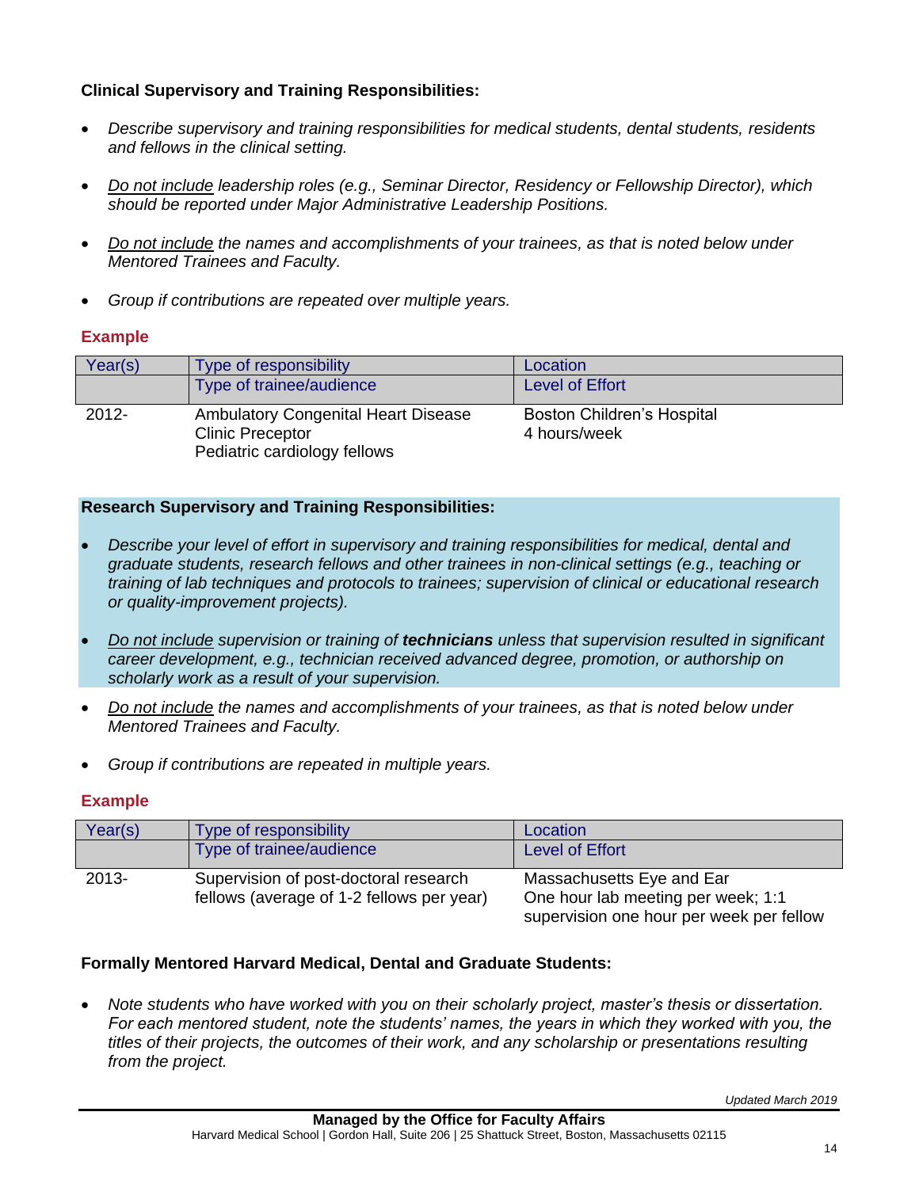**Clinical Supervisory and Training Responsibilities:**

- *Describe supervisory and training responsibilities for medical students, dental students, residents and fellows in the clinical setting.*
- *Do not include leadership roles (e.g., Seminar Director, Residency or Fellowship Director), which should be reported under Major Administrative Leadership Positions.*
- *Do not include the names and accomplishments of your trainees, as that is noted below under Mentored Trainees and Faculty.*
- *Group if contributions are repeated over multiple years.*

**Example**

| Year(s) | Type of responsibility<br>Type of trainee/audience | Location<br>Level of Effort |
|---|---|---|
| 2012- | Ambulatory Congenital Heart Disease Clinic Preceptor<br>Pediatric cardiology fellows | Boston Children's Hospital<br>4 hours/week |

**Research Supervisory and Training Responsibilities:**

- *Describe your level of effort in supervisory and training responsibilities for medical, dental and graduate students, research fellows and other trainees in non-clinical settings (e.g., teaching or training of lab techniques and protocols to trainees; supervision of clinical or educational research or quality-improvement projects).*
- *Do not include supervision or training of **technicians** unless that supervision resulted in significant career development, e.g., technician received advanced degree, promotion, or authorship on scholarly work as a result of your supervision.*
- *Do not include the names and accomplishments of your trainees, as that is noted below under Mentored Trainees and Faculty.*
- *Group if contributions are repeated in multiple years.*

**Example**

| Year(s) | Type of responsibility<br>Type of trainee/audience | Location<br>Level of Effort |
|---|---|---|
| 2013- | Supervision of post-doctoral research fellows (average of 1-2 fellows per year) | Massachusetts Eye and Ear<br>One hour lab meeting per week; 1:1 supervision one hour per week per fellow |

**Formally Mentored Harvard Medical, Dental and Graduate Students:**

- *Note students who have worked with you on their scholarly project, master's thesis or dissertation. For each mentored student, note the students' names, the years in which they worked with you, the titles of their projects, the outcomes of their work, and any scholarship or presentations resulting from the project.*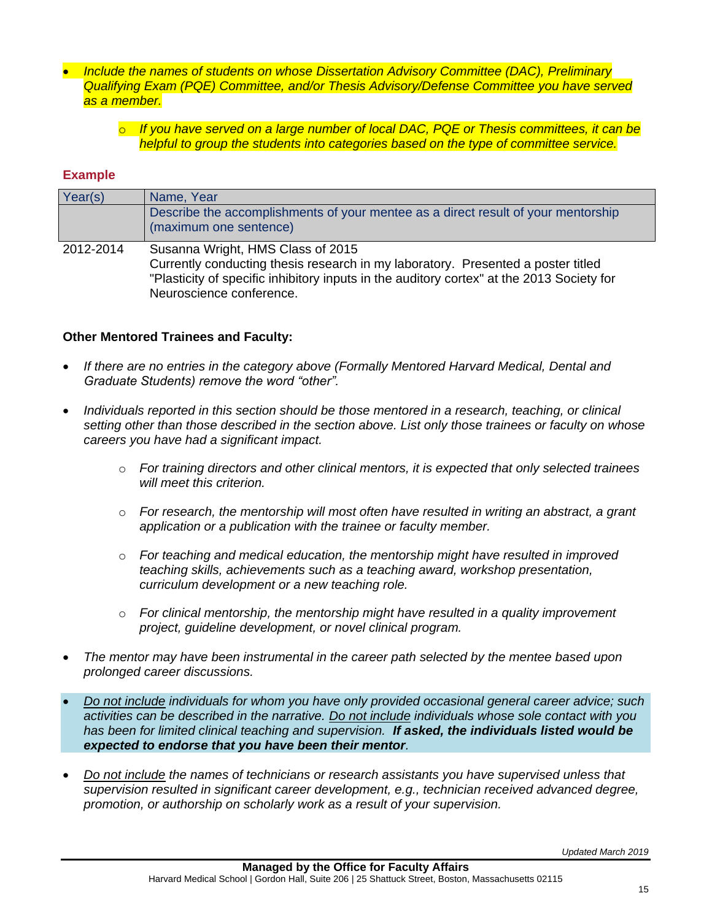- *Include the names of students on whose Dissertation Advisory Committee (DAC), Preliminary Qualifying Exam (PQE) Committee, and/or Thesis Advisory/Defense Committee you have served as a member.*
    - *If you have served on a large number of local DAC, PQE or Thesis committees, it can be helpful to group the students into categories based on the type of committee service.*

**Example**

| Year(s) | Name, Year<br>Describe the accomplishments of your mentee as a direct result of your mentorship (maximum one sentence) |
|---|---|
| 2012-2014 | Susanna Wright, HMS Class of 2015<br>Currently conducting thesis research in my laboratory. Presented a poster titled "Plasticity of specific inhibitory inputs in the auditory cortex" at the 2013 Society for Neuroscience conference. |

**Other Mentored Trainees and Faculty:**

- *If there are no entries in the category above (Formally Mentored Harvard Medical, Dental and Graduate Students) remove the word "other".*
- *Individuals reported in this section should be those mentored in a research, teaching, or clinical setting other than those described in the section above. List only those trainees or faculty on whose careers you have had a significant impact.*
    - *For training directors and other clinical mentors, it is expected that only selected trainees will meet this criterion.*
    - *For research, the mentorship will most often have resulted in writing an abstract, a grant application or a publication with the trainee or faculty member.*
    - *For teaching and medical education, the mentorship might have resulted in improved teaching skills, achievements such as a teaching award, workshop presentation, curriculum development or a new teaching role.*
    - *For clinical mentorship, the mentorship might have resulted in a quality improvement project, guideline development, or novel clinical program.*
- *The mentor may have been instrumental in the career path selected by the mentee based upon prolonged career discussions.*
- *Do not include individuals for whom you have only provided occasional general career advice; such activities can be described in the narrative. Do not include individuals whose sole contact with you has been for limited clinical teaching and supervision.* ***If asked, the individuals listed would be expected to endorse that you have been their mentor****.*
- *Do not include the names of technicians or research assistants you have supervised unless that supervision resulted in significant career development, e.g., technician received advanced degree, promotion, or authorship on scholarly work as a result of your supervision.*

*Updated March 2019*

**Managed by the Office for Faculty Affairs**
Harvard Medical School | Gordon Hall, Suite 206 | 25 Shattuck Street, Boston, Massachusetts 02115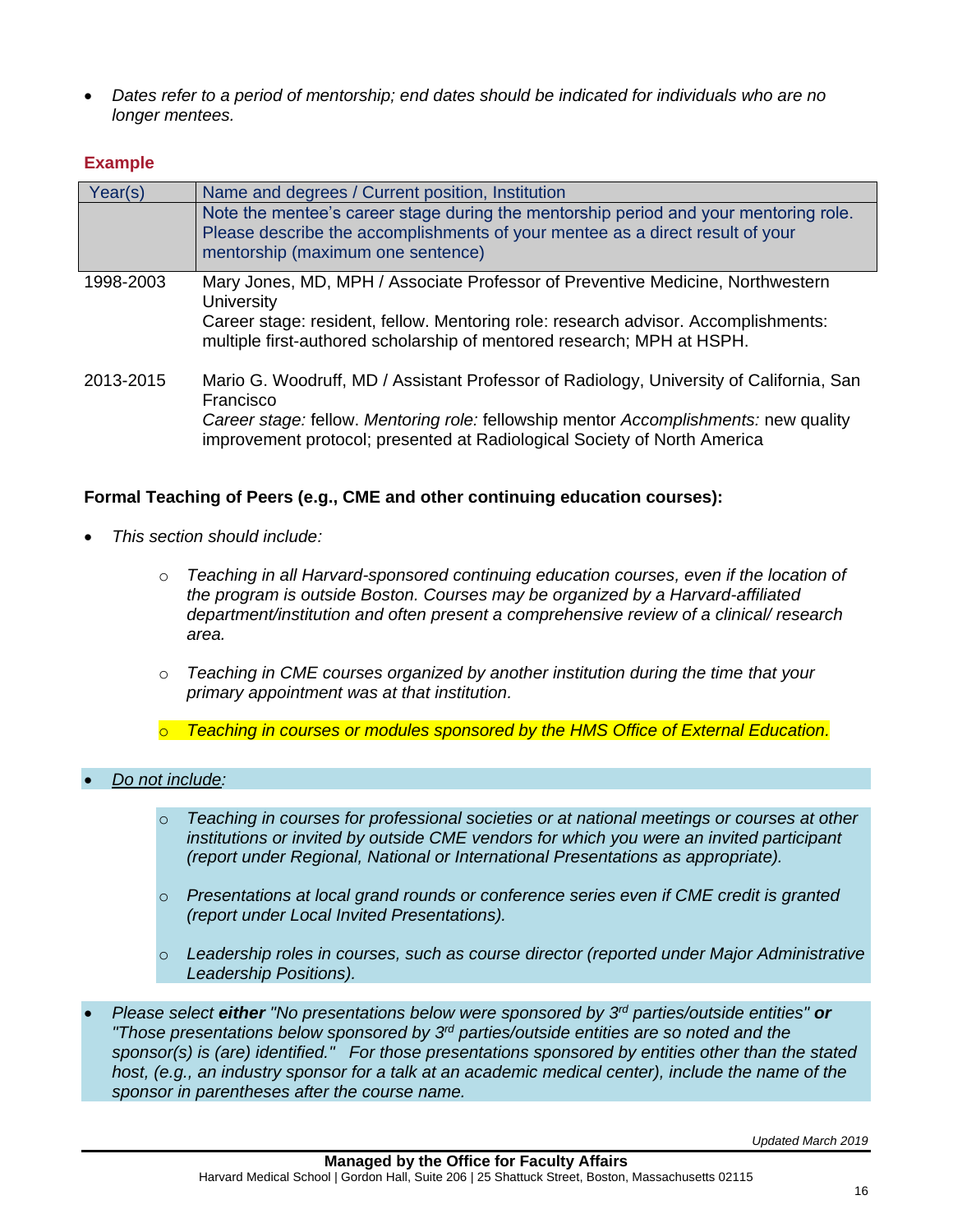- *Dates refer to a period of mentorship; end dates should be indicated for individuals who are no longer mentees.*

**Example**

| Year(s) | Name and degrees / Current position, Institution<br>Note the mentee's career stage during the mentorship period and your mentoring role. Please describe the accomplishments of your mentee as a direct result of your mentorship (maximum one sentence) |
|---|---|
| 1998-2003 | Mary Jones, MD, MPH / Associate Professor of Preventive Medicine, Northwestern University<br>Career stage: resident, fellow. Mentoring role: research advisor. Accomplishments: multiple first-authored scholarship of mentored research; MPH at HSPH. |
| 2013-2015 | Mario G. Woodruff, MD / Assistant Professor of Radiology, University of California, San Francisco<br>*Career stage:* fellow. *Mentoring role:* fellowship mentor *Accomplishments:* new quality improvement protocol; presented at Radiological Society of North America |

**Formal Teaching of Peers (e.g., CME and other continuing education courses):**

- *This section should include:*
  - *Teaching in all Harvard-sponsored continuing education courses, even if the location of the program is outside Boston. Courses may be organized by a Harvard-affiliated department/institution and often present a comprehensive review of a clinical/ research area.*
  - *Teaching in CME courses organized by another institution during the time that your primary appointment was at that institution.*
  - *Teaching in courses or modules sponsored by the HMS Office of External Education.*

- *Do not include:*
  - *Teaching in courses for professional societies or at national meetings or courses at other institutions or invited by outside CME vendors for which you were an invited participant (report under Regional, National or International Presentations as appropriate).*
  - *Presentations at local grand rounds or conference series even if CME credit is granted (report under Local Invited Presentations).*
  - *Leadership roles in courses, such as course director (reported under Major Administrative Leadership Positions).*

- *Please select **either** "No presentations below were sponsored by 3rd parties/outside entities" **or** "Those presentations below sponsored by 3rd parties/outside entities are so noted and the sponsor(s) is (are) identified." For those presentations sponsored by entities other than the stated host, (e.g., an industry sponsor for a talk at an academic medical center), include the name of the sponsor in parentheses after the course name.*

*Updated March 2019*

**Managed by the Office for Faculty Affairs**
Harvard Medical School | Gordon Hall, Suite 206 | 25 Shattuck Street, Boston, Massachusetts 02115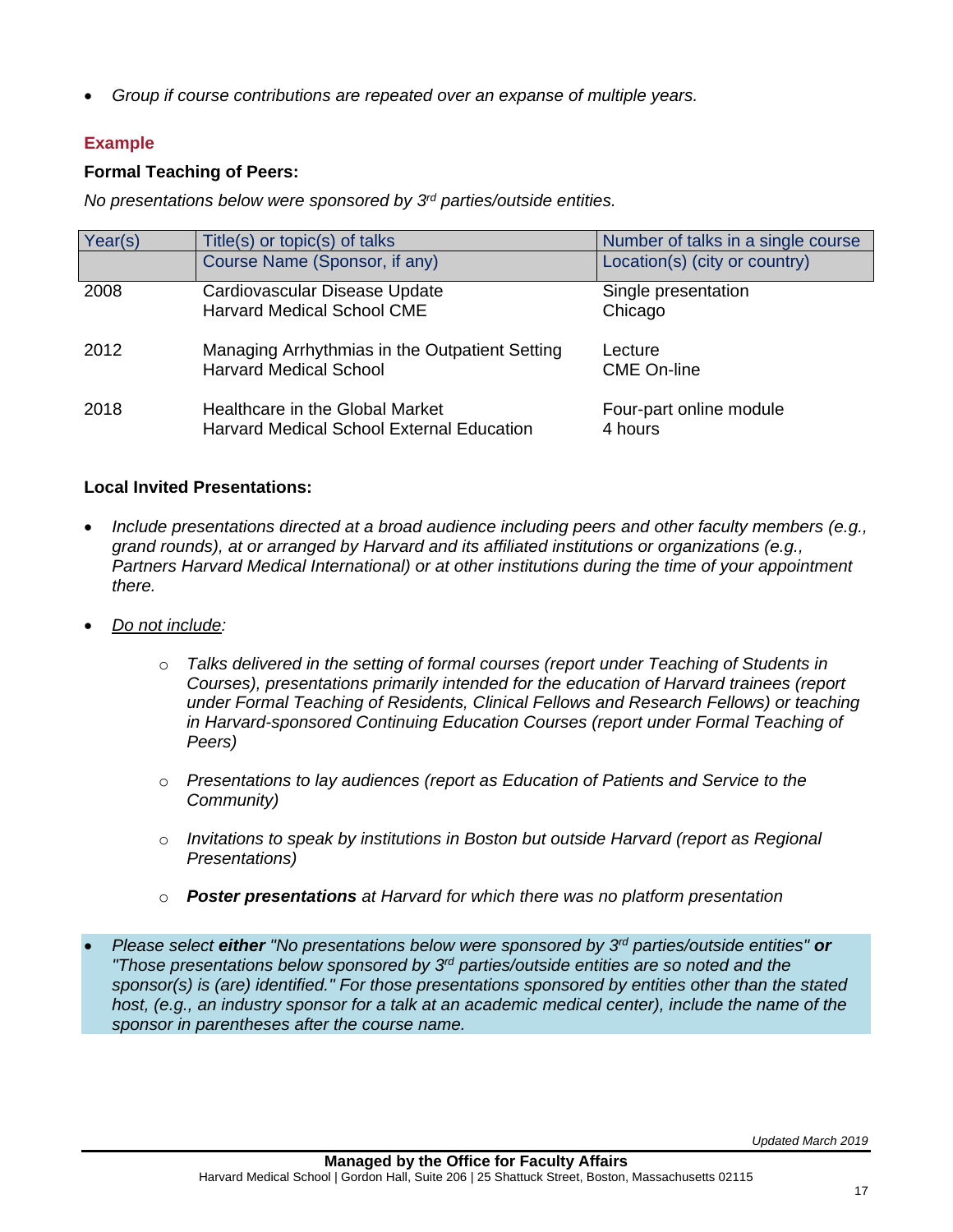- *Group if course contributions are repeated over an expanse of multiple years.*

**Example**

**Formal Teaching of Peers:**

*No presentations below were sponsored by 3rd parties/outside entities.*

| Year(s) | Title(s) or topic(s) of talks<br>Course Name (Sponsor, if any) | Number of talks in a single course<br>Location(s) (city or country) |
|---|---|---|
| 2008 | Cardiovascular Disease Update<br>Harvard Medical School CME | Single presentation<br>Chicago |
| 2012 | Managing Arrhythmias in the Outpatient Setting<br>Harvard Medical School | Lecture<br>CME On-line |
| 2018 | Healthcare in the Global Market<br>Harvard Medical School External Education | Four-part online module<br>4 hours |

**Local Invited Presentations:**

- *Include presentations directed at a broad audience including peers and other faculty members (e.g., grand rounds), at or arranged by Harvard and its affiliated institutions or organizations (e.g., Partners Harvard Medical International) or at other institutions during the time of your appointment there.*

- *Do not include:*
  - *Talks delivered in the setting of formal courses (report under Teaching of Students in Courses), presentations primarily intended for the education of Harvard trainees (report under Formal Teaching of Residents, Clinical Fellows and Research Fellows) or teaching in Harvard-sponsored Continuing Education Courses (report under Formal Teaching of Peers)*
  - *Presentations to lay audiences (report as Education of Patients and Service to the Community)*
  - *Invitations to speak by institutions in Boston but outside Harvard (report as Regional Presentations)*
  - ***Poster presentations** at Harvard for which there was no platform presentation*

- *Please select **either** "No presentations below were sponsored by 3rd parties/outside entities" **or** "Those presentations below sponsored by 3rd parties/outside entities are so noted and the sponsor(s) is (are) identified." For those presentations sponsored by entities other than the stated host, (e.g., an industry sponsor for a talk at an academic medical center), include the name of the sponsor in parentheses after the course name.*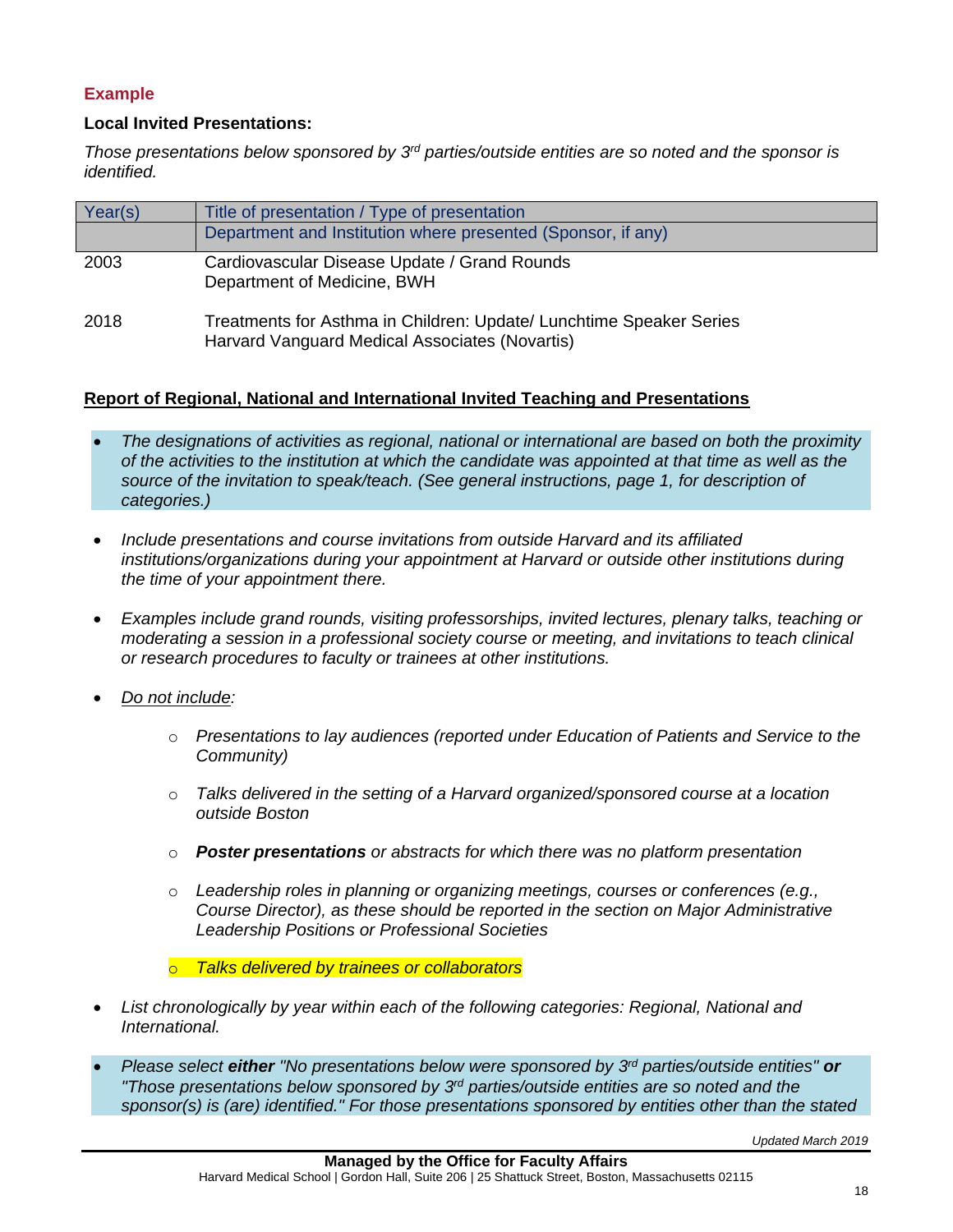**Example**

**Local Invited Presentations:**

*Those presentations below sponsored by 3rd parties/outside entities are so noted and the sponsor is identified.*

| Year(s) | Title of presentation / Type of presentation<br>Department and Institution where presented (Sponsor, if any) |
|---|---|
| 2003 | Cardiovascular Disease Update / Grand Rounds<br>Department of Medicine, BWH |
| 2018 | Treatments for Asthma in Children: Update/ Lunchtime Speaker Series<br>Harvard Vanguard Medical Associates (Novartis) |

**<u>Report of Regional, National and International Invited Teaching and Presentations</u>**

- *The designations of activities as regional, national or international are based on both the proximity of the activities to the institution at which the candidate was appointed at that time as well as the source of the invitation to speak/teach. (See general instructions, page 1, for description of categories.)*
- *Include presentations and course invitations from outside Harvard and its affiliated institutions/organizations during your appointment at Harvard or outside other institutions during the time of your appointment there.*
- *Examples include grand rounds, visiting professorships, invited lectures, plenary talks, teaching or moderating a session in a professional society course or meeting, and invitations to teach clinical or research procedures to faculty or trainees at other institutions.*
- *<u>Do not include</u>:*
  - *Presentations to lay audiences (reported under Education of Patients and Service to the Community)*
  - *Talks delivered in the setting of a Harvard organized/sponsored course at a location outside Boston*
  - ***Poster presentations** or abstracts for which there was no platform presentation*
  - *Leadership roles in planning or organizing meetings, courses or conferences (e.g., Course Director), as these should be reported in the section on Major Administrative Leadership Positions or Professional Societies*
  - *Talks delivered by trainees or collaborators*
- *List chronologically by year within each of the following categories: Regional, National and International.*
- *Please select **either** "No presentations below were sponsored by 3rd parties/outside entities" **or** "Those presentations below sponsored by 3rd parties/outside entities are so noted and the sponsor(s) is (are) identified." For those presentations sponsored by entities other than the stated*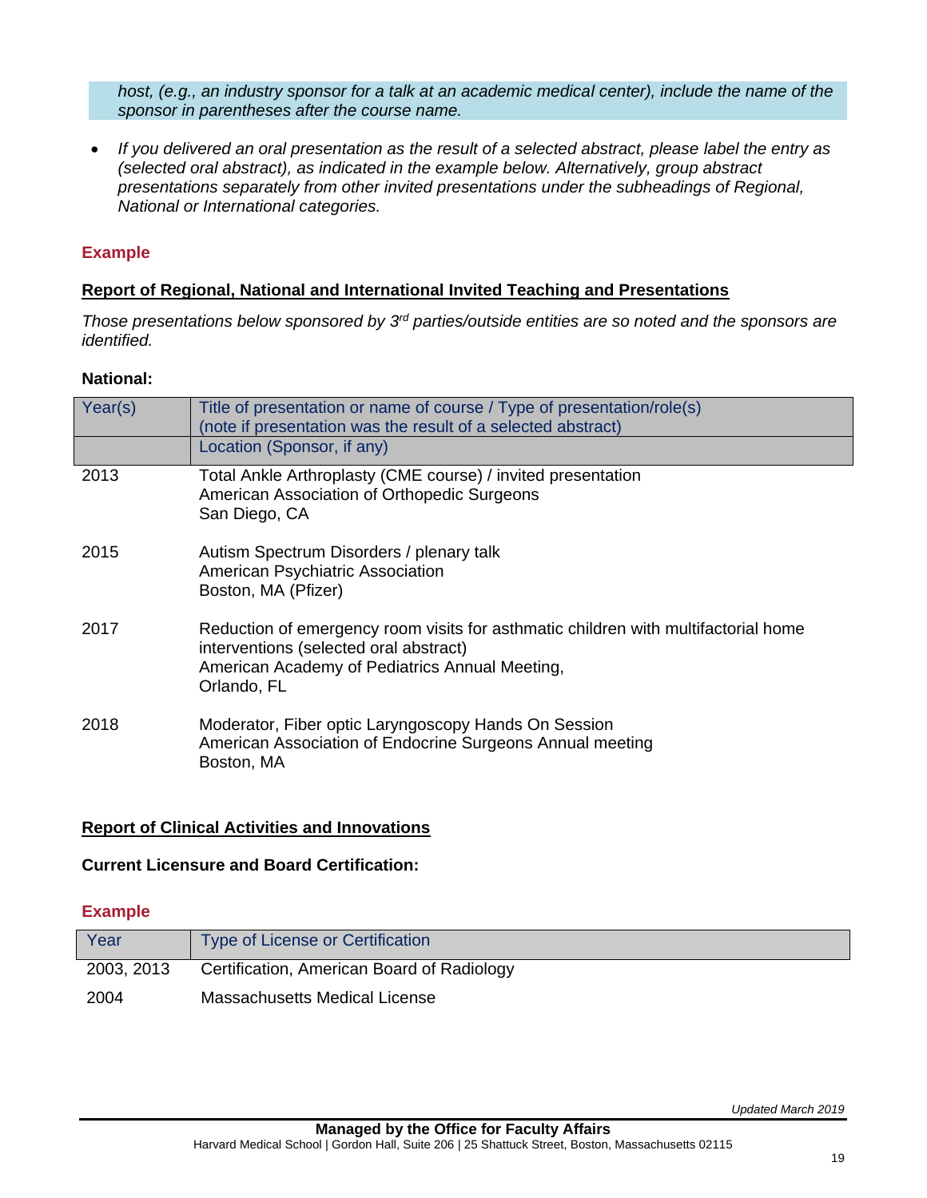*host, (e.g., an industry sponsor for a talk at an academic medical center), include the name of the sponsor in parentheses after the course name.*

- *If you delivered an oral presentation as the result of a selected abstract, please label the entry as (selected oral abstract), as indicated in the example below. Alternatively, group abstract presentations separately from other invited presentations under the subheadings of Regional, National or International categories.*

**Example**

**Report of Regional, National and International Invited Teaching and Presentations**

*Those presentations below sponsored by 3rd parties/outside entities are so noted and the sponsors are identified.*

**National:**

| Year(s) | Title of presentation or name of course / Type of presentation/role(s) (note if presentation was the result of a selected abstract) |
|---|---|
| | Location (Sponsor, if any) |
| 2013 | Total Ankle Arthroplasty (CME course) / invited presentation<br>American Association of Orthopedic Surgeons<br>San Diego, CA |
| 2015 | Autism Spectrum Disorders / plenary talk<br>American Psychiatric Association<br>Boston, MA (Pfizer) |
| 2017 | Reduction of emergency room visits for asthmatic children with multifactorial home interventions (selected oral abstract)<br>American Academy of Pediatrics Annual Meeting,<br>Orlando, FL |
| 2018 | Moderator, Fiber optic Laryngoscopy Hands On Session<br>American Association of Endocrine Surgeons Annual meeting<br>Boston, MA |

**Report of Clinical Activities and Innovations**

**Current Licensure and Board Certification:**

**Example**

| Year | Type of License or Certification |
|---|---|
| 2003, 2013 | Certification, American Board of Radiology |
| 2004 | Massachusetts Medical License |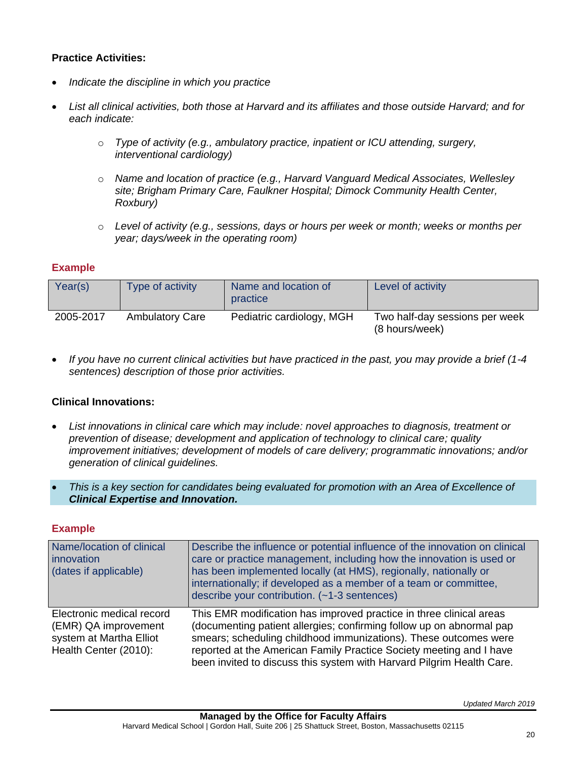**Practice Activities:**

- *Indicate the discipline in which you practice*
- *List all clinical activities, both those at Harvard and its affiliates and those outside Harvard; and for each indicate:*
    - *Type of activity (e.g., ambulatory practice, inpatient or ICU attending, surgery, interventional cardiology)*
    - *Name and location of practice (e.g., Harvard Vanguard Medical Associates, Wellesley site; Brigham Primary Care, Faulkner Hospital; Dimock Community Health Center, Roxbury)*
    - *Level of activity (e.g., sessions, days or hours per week or month; weeks or months per year; days/week in the operating room)*

**Example**

| Year(s) | Type of activity | Name and location of practice | Level of activity |
|---|---|---|---|
| 2005-2017 | Ambulatory Care | Pediatric cardiology, MGH | Two half-day sessions per week (8 hours/week) |

- *If you have no current clinical activities but have practiced in the past, you may provide a brief (1-4 sentences) description of those prior activities.*

**Clinical Innovations:**

- *List innovations in clinical care which may include: novel approaches to diagnosis, treatment or prevention of disease; development and application of technology to clinical care; quality improvement initiatives; development of models of care delivery; programmatic innovations; and/or generation of clinical guidelines.*
- *This is a key section for candidates being evaluated for promotion with an Area of Excellence of **Clinical Expertise and Innovation.***

**Example**

| Name/location of clinical innovation (dates if applicable) | Describe the influence or potential influence of the innovation on clinical care or practice management, including how the innovation is used or has been implemented locally (at HMS), regionally, nationally or internationally; if developed as a member of a team or committee, describe your contribution. (~1-3 sentences) |
|---|---|
| Electronic medical record (EMR) QA improvement system at Martha Elliot Health Center (2010): | This EMR modification has improved practice in three clinical areas (documenting patient allergies; confirming follow up on abnormal pap smears; scheduling childhood immunizations). These outcomes were reported at the American Family Practice Society meeting and I have been invited to discuss this system with Harvard Pilgrim Health Care. |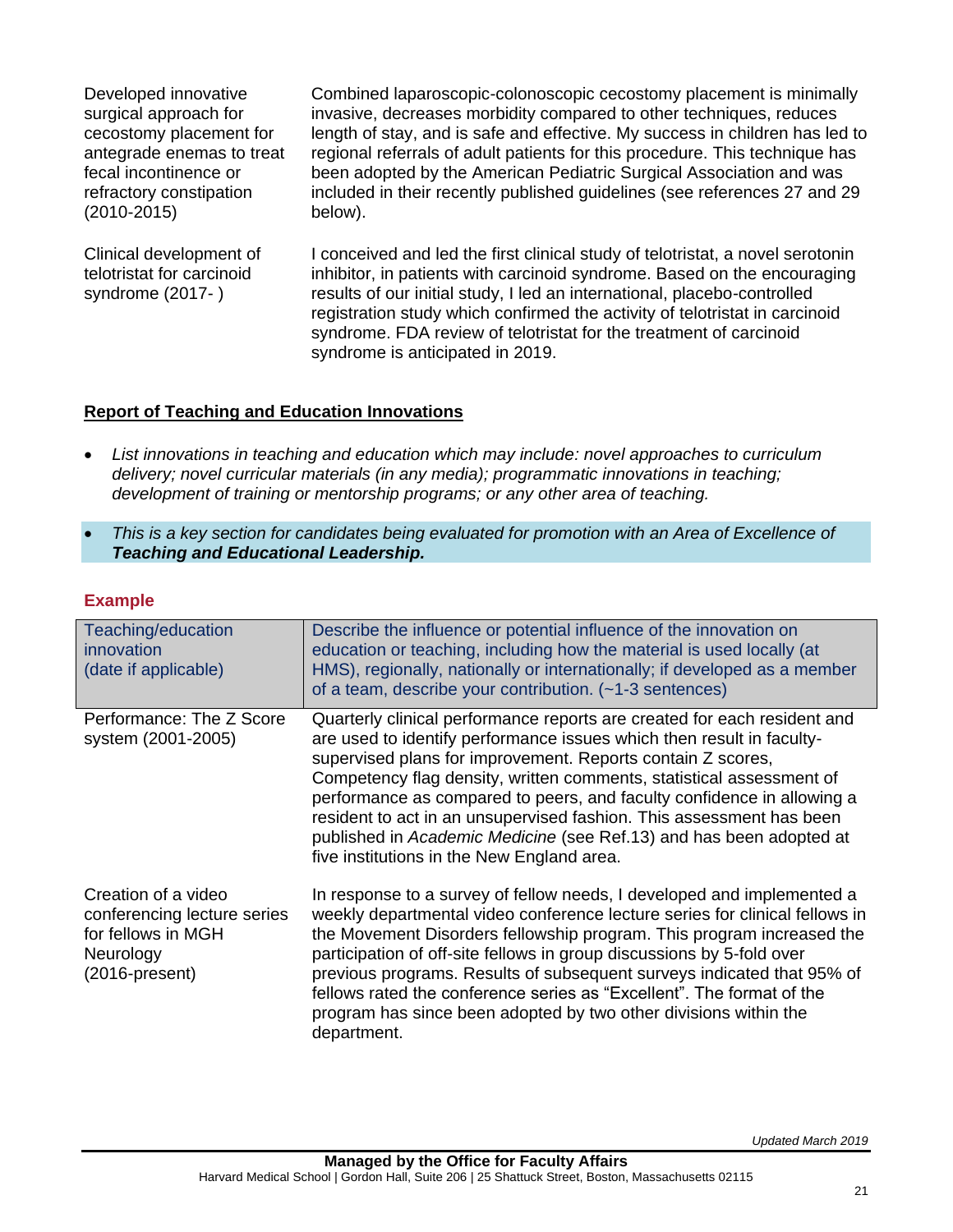| | |
|---|---|
| Developed innovative surgical approach for cecostomy placement for antegrade enemas to treat fecal incontinence or refractory constipation (2010-2015) | Combined laparoscopic-colonoscopic cecostomy placement is minimally invasive, decreases morbidity compared to other techniques, reduces length of stay, and is safe and effective. My success in children has led to regional referrals of adult patients for this procedure. This technique has been adopted by the American Pediatric Surgical Association and was included in their recently published guidelines (see references 27 and 29 below). |
| Clinical development of telotristat for carcinoid syndrome (2017- ) | I conceived and led the first clinical study of telotristat, a novel serotonin inhibitor, in patients with carcinoid syndrome. Based on the encouraging results of our initial study, I led an international, placebo-controlled registration study which confirmed the activity of telotristat in carcinoid syndrome. FDA review of telotristat for the treatment of carcinoid syndrome is anticipated in 2019. |

## Report of Teaching and Education Innovations

- *List innovations in teaching and education which may include: novel approaches to curriculum delivery; novel curricular materials (in any media); programmatic innovations in teaching; development of training or mentorship programs; or any other area of teaching.*
- *This is a key section for candidates being evaluated for promotion with an Area of Excellence of **Teaching and Educational Leadership.***

### Example

| Teaching/education innovation (date if applicable) | Describe the influence or potential influence of the innovation on education or teaching, including how the material is used locally (at HMS), regionally, nationally or internationally; if developed as a member of a team, describe your contribution. (~1-3 sentences) |
|---|---|
| Performance: The Z Score system (2001-2005) | Quarterly clinical performance reports are created for each resident and are used to identify performance issues which then result in faculty-supervised plans for improvement. Reports contain Z scores, Competency flag density, written comments, statistical assessment of performance as compared to peers, and faculty confidence in allowing a resident to act in an unsupervised fashion. This assessment has been published in *Academic Medicine* (see Ref.13) and has been adopted at five institutions in the New England area. |
| Creation of a video conferencing lecture series for fellows in MGH Neurology (2016-present) | In response to a survey of fellow needs, I developed and implemented a weekly departmental video conference lecture series for clinical fellows in the Movement Disorders fellowship program. This program increased the participation of off-site fellows in group discussions by 5-fold over previous programs. Results of subsequent surveys indicated that 95% of fellows rated the conference series as "Excellent". The format of the program has since been adopted by two other divisions within the department. |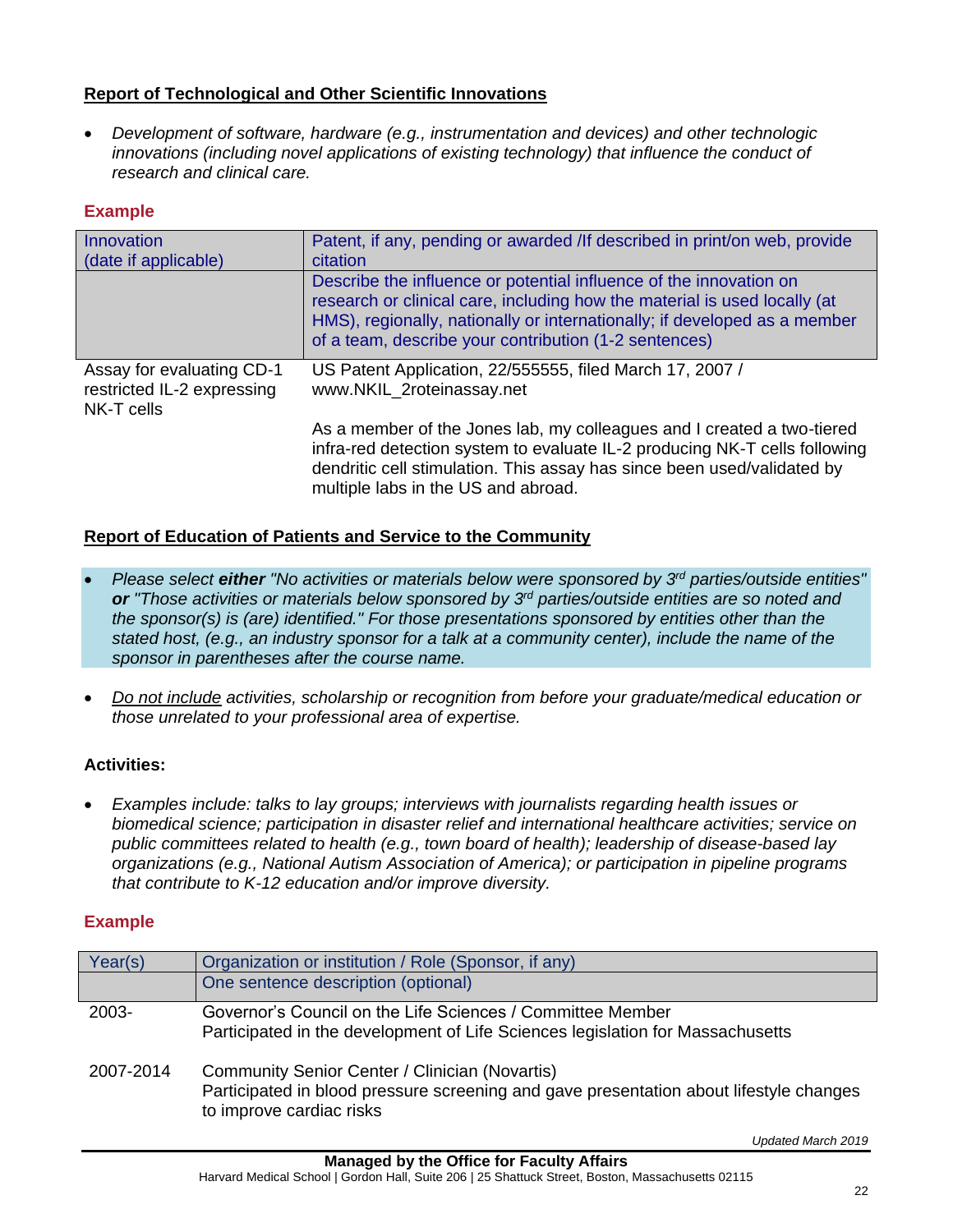**Report of Technological and Other Scientific Innovations**

- *Development of software, hardware (e.g., instrumentation and devices) and other technologic innovations (including novel applications of existing technology) that influence the conduct of research and clinical care.*

**Example**

| Innovation (date if applicable) | Patent, if any, pending or awarded /If described in print/on web, provide citation |
|---|---|
| | Describe the influence or potential influence of the innovation on research or clinical care, including how the material is used locally (at HMS), regionally, nationally or internationally; if developed as a member of a team, describe your contribution (1-2 sentences) |
| Assay for evaluating CD-1 restricted IL-2 expressing NK-T cells | US Patent Application, 22/555555, filed March 17, 2007 / www.NKIL_2roteinassay.net |
| | As a member of the Jones lab, my colleagues and I created a two-tiered infra-red detection system to evaluate IL-2 producing NK-T cells following dendritic cell stimulation. This assay has since been used/validated by multiple labs in the US and abroad. |

**Report of Education of Patients and Service to the Community**

- *Please select **either** "No activities or materials below were sponsored by 3rd parties/outside entities" **or** "Those activities or materials below sponsored by 3rd parties/outside entities are so noted and the sponsor(s) is (are) identified." For those presentations sponsored by entities other than the stated host, (e.g., an industry sponsor for a talk at a community center), include the name of the sponsor in parentheses after the course name.*

- *Do not include activities, scholarship or recognition from before your graduate/medical education or those unrelated to your professional area of expertise.*

**Activities:**

- *Examples include: talks to lay groups; interviews with journalists regarding health issues or biomedical science; participation in disaster relief and international healthcare activities; service on public committees related to health (e.g., town board of health); leadership of disease-based lay organizations (e.g., National Autism Association of America); or participation in pipeline programs that contribute to K-12 education and/or improve diversity.*

**Example**

| Year(s) | Organization or institution / Role (Sponsor, if any) |
|---|---|
| | One sentence description (optional) |
| 2003- | Governor's Council on the Life Sciences / Committee Member<br>Participated in the development of Life Sciences legislation for Massachusetts |
| 2007-2014 | Community Senior Center / Clinician (Novartis)<br>Participated in blood pressure screening and gave presentation about lifestyle changes to improve cardiac risks |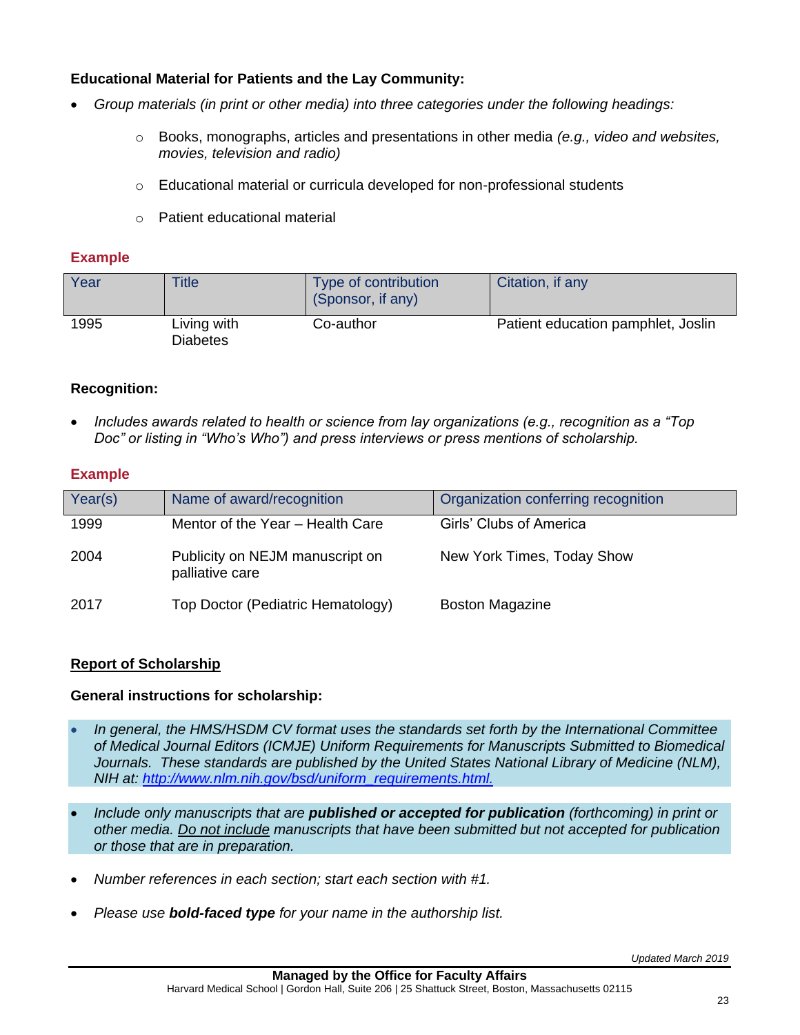**Educational Material for Patients and the Lay Community:**

- *Group materials (in print or other media) into three categories under the following headings:*
  - Books, monographs, articles and presentations in other media *(e.g., video and websites, movies, television and radio)*
  - Educational material or curricula developed for non-professional students
  - Patient educational material

**Example**

| Year | Title | Type of contribution (Sponsor, if any) | Citation, if any |
|---|---|---|---|
| 1995 | Living with Diabetes | Co-author | Patient education pamphlet, Joslin |

**Recognition:**

- *Includes awards related to health or science from lay organizations (e.g., recognition as a "Top Doc" or listing in "Who's Who") and press interviews or press mentions of scholarship.*

**Example**

| Year(s) | Name of award/recognition | Organization conferring recognition |
|---|---|---|
| 1999 | Mentor of the Year – Health Care | Girls' Clubs of America |
| 2004 | Publicity on NEJM manuscript on palliative care | New York Times, Today Show |
| 2017 | Top Doctor (Pediatric Hematology) | Boston Magazine |

**Report of Scholarship**

**General instructions for scholarship:**

- *In general, the HMS/HSDM CV format uses the standards set forth by the International Committee of Medical Journal Editors (ICMJE) Uniform Requirements for Manuscripts Submitted to Biomedical Journals. These standards are published by the United States National Library of Medicine (NLM), NIH at: [http://www.nlm.nih.gov/bsd/uniform_requirements.html.](http://www.nlm.nih.gov/bsd/uniform_requirements.html)*
- *Include only manuscripts that are **published or accepted for publication** (forthcoming) in print or other media. Do not include manuscripts that have been submitted but not accepted for publication or those that are in preparation.*
- *Number references in each section; start each section with #1.*
- *Please use **bold-faced type** for your name in the authorship list.*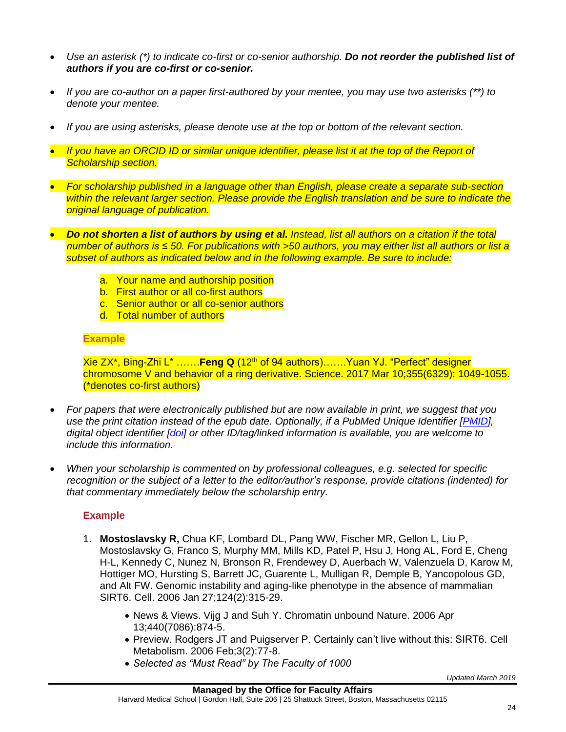- *Use an asterisk (*) to indicate co-first or co-senior authorship.* ***Do not reorder the published list of authors if you are co-first or co-senior.***

- *If you are co-author on a paper first-authored by your mentee, you may use two asterisks (**) to denote your mentee.*

- *If you are using asterisks, please denote use at the top or bottom of the relevant section.*

- *If you have an ORCID ID or similar unique identifier, please list it at the top of the Report of Scholarship section.*

- *For scholarship published in a language other than English, please create a separate sub-section within the relevant larger section. Please provide the English translation and be sure to indicate the original language of publication.*

- ***Do not shorten a list of authors by using et al.*** *Instead, list all authors on a citation if the total number of authors is ≤ 50. For publications with >50 authors, you may either list all authors or list a subset of authors as indicated below and in the following example. Be sure to include:*

    a. Your name and authorship position
    b. First author or all co-first authors
    c. Senior author or all co-senior authors
    d. Total number of authors

    **Example**

    Xie ZX*, Bing-Zhi L* …….**Feng Q** (12th of 94 authors)…….Yuan YJ. “Perfect” designer chromosome V and behavior of a ring derivative. Science. 2017 Mar 10;355(6329): 1049-1055. (*denotes co-first authors)

- *For papers that were electronically published but are now available in print, we suggest that you use the print citation instead of the epub date. Optionally, if a PubMed Unique Identifier [PMID], digital object identifier [doi] or other ID/tag/linked information is available, you are welcome to include this information.*

- *When your scholarship is commented on by professional colleagues, e.g. selected for specific recognition or the subject of a letter to the editor/author's response, provide citations (indented) for that commentary immediately below the scholarship entry.*

    **Example**

    1. **Mostoslavsky R,** Chua KF, Lombard DL, Pang WW, Fischer MR, Gellon L, Liu P, Mostoslavsky G, Franco S, Murphy MM, Mills KD, Patel P, Hsu J, Hong AL, Ford E, Cheng H-L, Kennedy C, Nunez N, Bronson R, Frendewey D, Auerbach W, Valenzuela D, Karow M, Hottiger MO, Hursting S, Barrett JC, Guarente L, Mulligan R, Demple B, Yancopolous GD, and Alt FW. Genomic instability and aging-like phenotype in the absence of mammalian SIRT6. Cell. 2006 Jan 27;124(2):315-29.
        - News & Views. Vijg J and Suh Y. Chromatin unbound Nature. 2006 Apr 13;440(7086):874-5.
        - Preview. Rodgers JT and Puigserver P. Certainly can't live without this: SIRT6. Cell Metabolism. 2006 Feb;3(2):77-8.
        - *Selected as "Must Read" by The Faculty of 1000*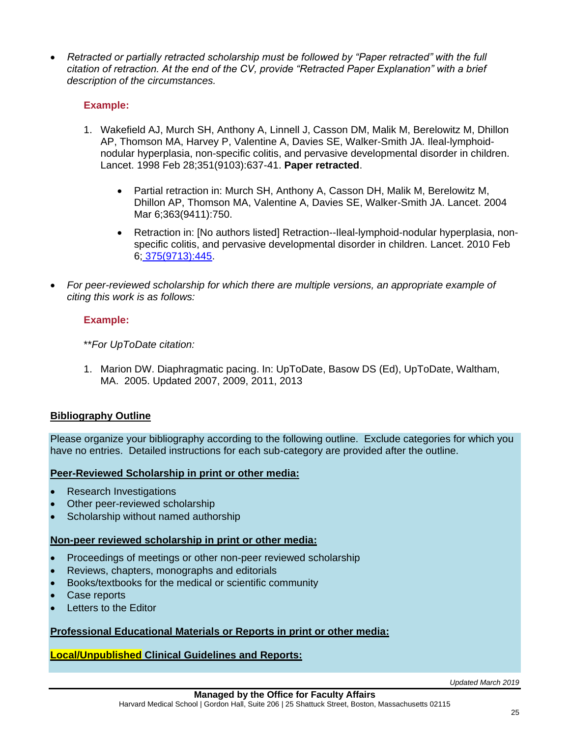- *Retracted or partially retracted scholarship must be followed by "Paper retracted" with the full citation of retraction. At the end of the CV, provide "Retracted Paper Explanation" with a brief description of the circumstances.*

  **Example:**

  1. Wakefield AJ, Murch SH, Anthony A, Linnell J, Casson DM, Malik M, Berelowitz M, Dhillon AP, Thomson MA, Harvey P, Valentine A, Davies SE, Walker-Smith JA. Ileal-lymphoid-nodular hyperplasia, non-specific colitis, and pervasive developmental disorder in children. Lancet. 1998 Feb 28;351(9103):637-41. **Paper retracted**.

     - Partial retraction in: Murch SH, Anthony A, Casson DH, Malik M, Berelowitz M, Dhillon AP, Thomson MA, Valentine A, Davies SE, Walker-Smith JA. Lancet. 2004 Mar 6;363(9411):750.
     - Retraction in: [No authors listed] Retraction--Ileal-lymphoid-nodular hyperplasia, non-specific colitis, and pervasive developmental disorder in children. Lancet. 2010 Feb 6; 375(9713):445.

- *For peer-reviewed scholarship for which there are multiple versions, an appropriate example of citing this work is as follows:*

  **Example:**

  *\*\*For UpToDate citation:*

  1. Marion DW. Diaphragmatic pacing. In: UpToDate, Basow DS (Ed), UpToDate, Waltham, MA. 2005. Updated 2007, 2009, 2011, 2013

## Bibliography Outline

Please organize your bibliography according to the following outline. Exclude categories for which you have no entries. Detailed instructions for each sub-category are provided after the outline.

**Peer-Reviewed Scholarship in print or other media:**

- Research Investigations
- Other peer-reviewed scholarship
- Scholarship without named authorship

**Non-peer reviewed scholarship in print or other media:**

- Proceedings of meetings or other non-peer reviewed scholarship
- Reviews, chapters, monographs and editorials
- Books/textbooks for the medical or scientific community
- Case reports
- Letters to the Editor

**Professional Educational Materials or Reports in print or other media:**

**Local/Unpublished Clinical Guidelines and Reports:**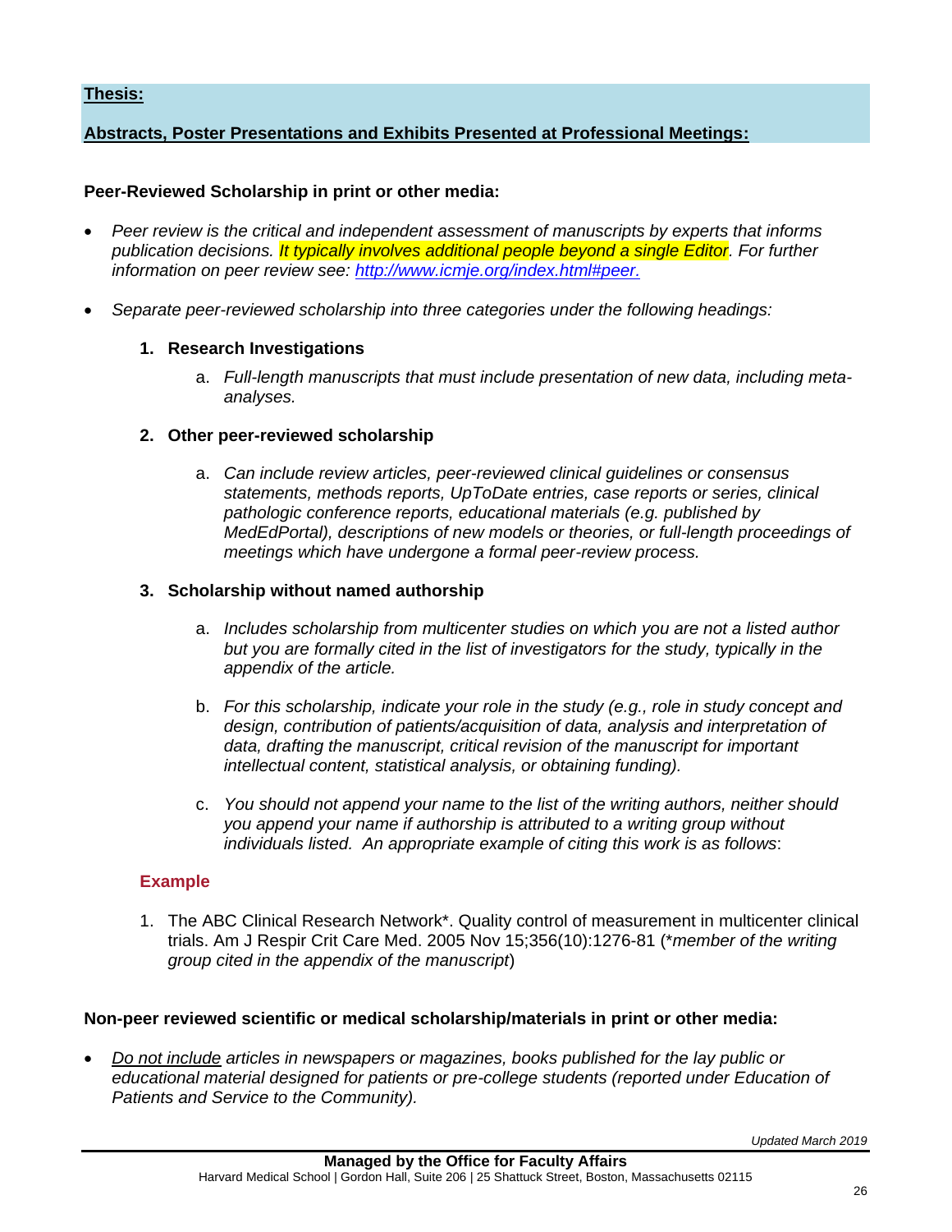**Thesis:**

**Abstracts, Poster Presentations and Exhibits Presented at Professional Meetings:**

**Peer-Reviewed Scholarship in print or other media:**

- *Peer review is the critical and independent assessment of manuscripts by experts that informs publication decisions. It typically involves additional people beyond a single Editor. For further information on peer review see: [http://www.icmje.org/index.html#peer.](http://www.icmje.org/index.html#peer)*
- *Separate peer-reviewed scholarship into three categories under the following headings:*

  1. **Research Investigations**
     a. *Full-length manuscripts that must include presentation of new data, including meta-analyses.*

  2. **Other peer-reviewed scholarship**
     a. *Can include review articles, peer-reviewed clinical guidelines or consensus statements, methods reports, UpToDate entries, case reports or series, clinical pathologic conference reports, educational materials (e.g. published by MedEdPortal), descriptions of new models or theories, or full-length proceedings of meetings which have undergone a formal peer-review process.*

  3. **Scholarship without named authorship**
     a. *Includes scholarship from multicenter studies on which you are not a listed author but you are formally cited in the list of investigators for the study, typically in the appendix of the article.*
     b. *For this scholarship, indicate your role in the study (e.g., role in study concept and design, contribution of patients/acquisition of data, analysis and interpretation of data, drafting the manuscript, critical revision of the manuscript for important intellectual content, statistical analysis, or obtaining funding).*
     c. *You should not append your name to the list of the writing authors, neither should you append your name if authorship is attributed to a writing group without individuals listed. An appropriate example of citing this work is as follows*:

**Example**

1. The ABC Clinical Research Network*. Quality control of measurement in multicenter clinical trials. Am J Respir Crit Care Med. 2005 Nov 15;356(10):1276-81 (**member of the writing group cited in the appendix of the manuscript*)

**Non-peer reviewed scientific or medical scholarship/materials in print or other media:**

- <u>*Do not include*</u> *articles in newspapers or magazines, books published for the lay public or educational material designed for patients or pre-college students (reported under Education of Patients and Service to the Community).*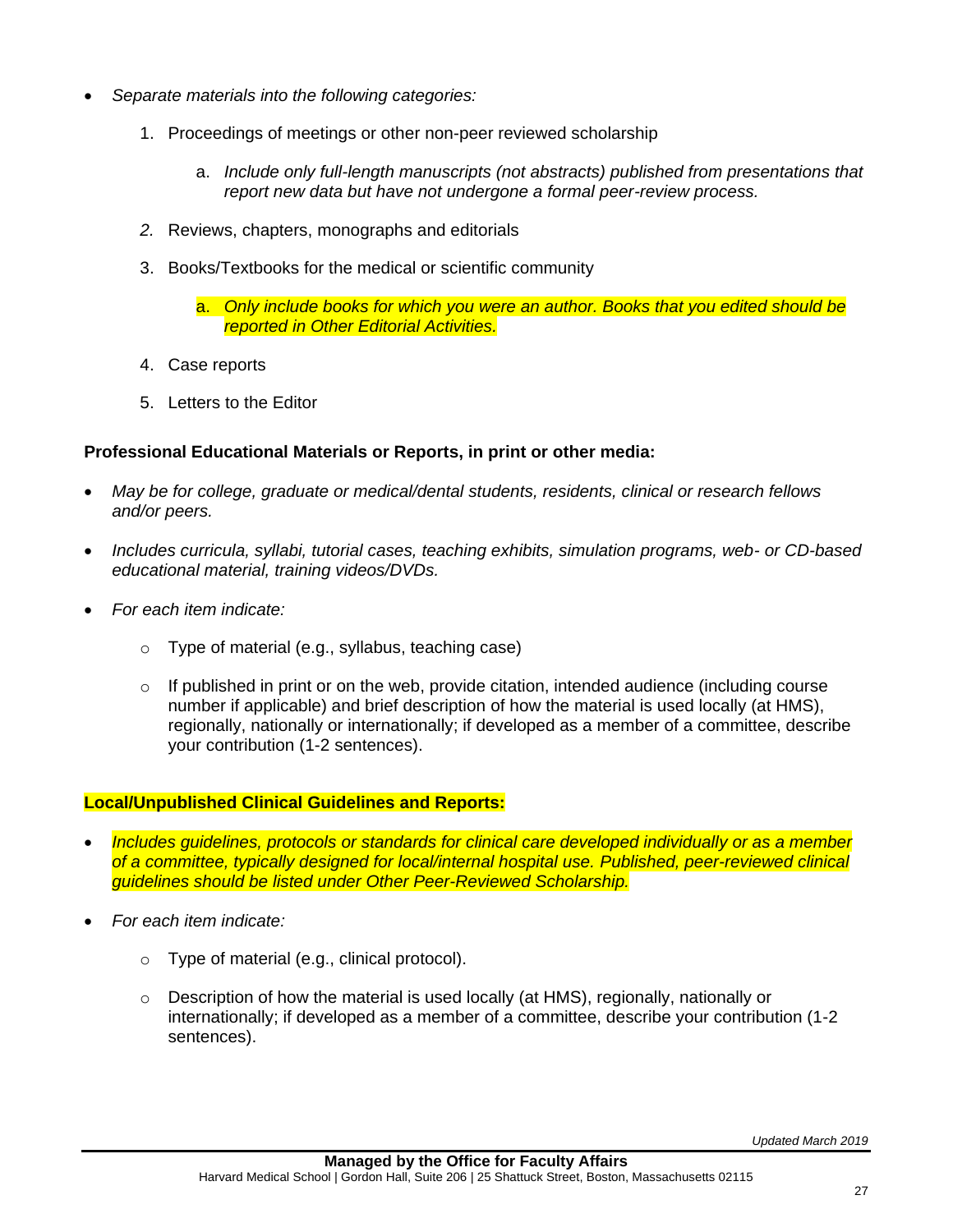- *Separate materials into the following categories:*

  1. Proceedings of meetings or other non-peer reviewed scholarship

     a. *Include only full-length manuscripts (not abstracts) published from presentations that report new data but have not undergone a formal peer-review process.*

  2. Reviews, chapters, monographs and editorials

  3. Books/Textbooks for the medical or scientific community

     a. *Only include books for which you were an author. Books that you edited should be reported in Other Editorial Activities.*

  4. Case reports

  5. Letters to the Editor

**Professional Educational Materials or Reports, in print or other media:**

- *May be for college, graduate or medical/dental students, residents, clinical or research fellows and/or peers.*
- *Includes curricula, syllabi, tutorial cases, teaching exhibits, simulation programs, web- or CD-based educational material, training videos/DVDs.*
- *For each item indicate:*
  - Type of material (e.g., syllabus, teaching case)
  - If published in print or on the web, provide citation, intended audience (including course number if applicable) and brief description of how the material is used locally (at HMS), regionally, nationally or internationally; if developed as a member of a committee, describe your contribution (1-2 sentences).

**Local/Unpublished Clinical Guidelines and Reports:**

- *Includes guidelines, protocols or standards for clinical care developed individually or as a member of a committee, typically designed for local/internal hospital use. Published, peer-reviewed clinical guidelines should be listed under Other Peer-Reviewed Scholarship.*
- *For each item indicate:*
  - Type of material (e.g., clinical protocol).
  - Description of how the material is used locally (at HMS), regionally, nationally or internationally; if developed as a member of a committee, describe your contribution (1-2 sentences).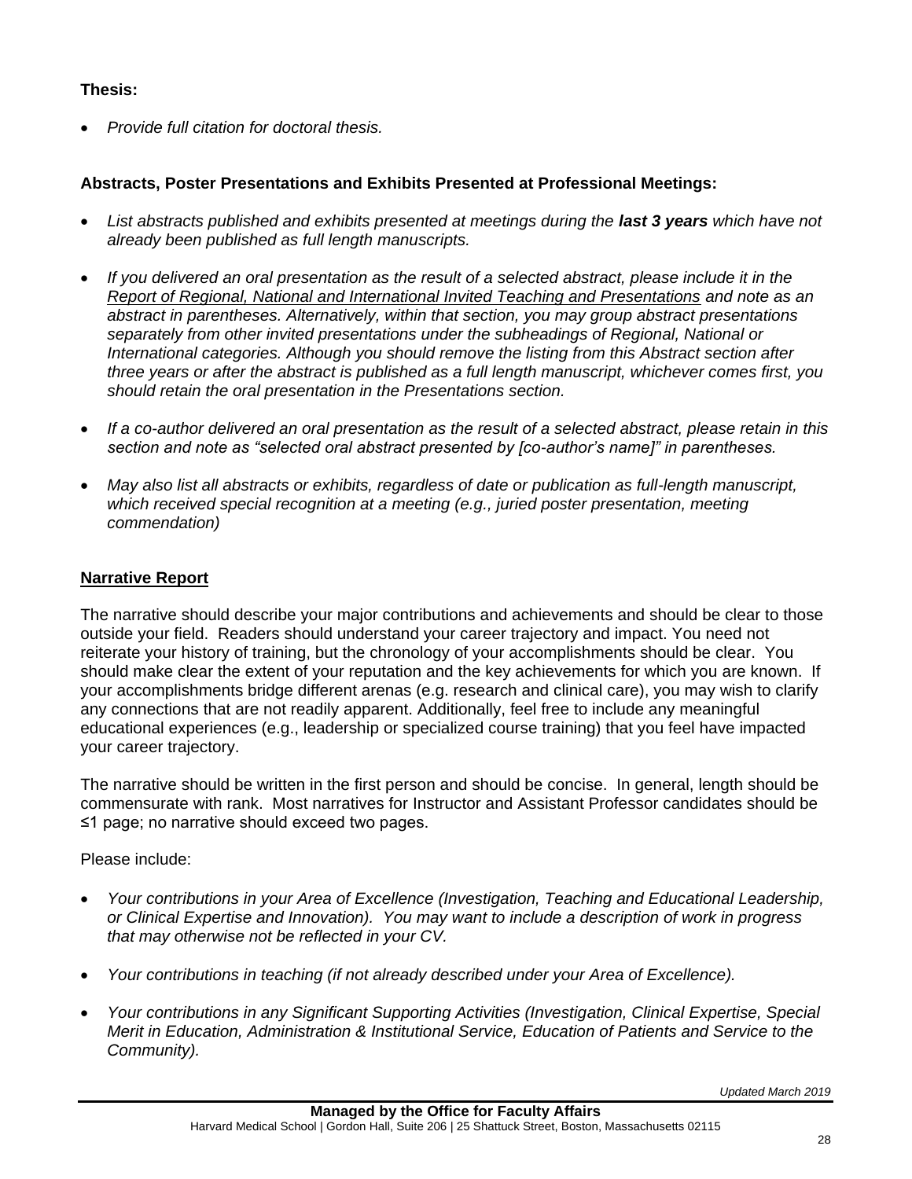**Thesis:**

- *Provide full citation for doctoral thesis.*

**Abstracts, Poster Presentations and Exhibits Presented at Professional Meetings:**

- *List abstracts published and exhibits presented at meetings during the* ***last 3 years*** *which have not already been published as full length manuscripts.*

- *If you delivered an oral presentation as the result of a selected abstract, please include it in the <u>Report of Regional, National and International Invited Teaching and Presentations</u> and note as an abstract in parentheses. Alternatively, within that section, you may group abstract presentations separately from other invited presentations under the subheadings of Regional, National or International categories. Although you should remove the listing from this Abstract section after three years or after the abstract is published as a full length manuscript, whichever comes first, you should retain the oral presentation in the Presentations section.*

- *If a co-author delivered an oral presentation as the result of a selected abstract, please retain in this section and note as "selected oral abstract presented by [co-author's name]" in parentheses.*

- *May also list all abstracts or exhibits, regardless of date or publication as full-length manuscript, which received special recognition at a meeting (e.g., juried poster presentation, meeting commendation)*

**<u>Narrative Report</u>**

The narrative should describe your major contributions and achievements and should be clear to those outside your field. Readers should understand your career trajectory and impact. You need not reiterate your history of training, but the chronology of your accomplishments should be clear. You should make clear the extent of your reputation and the key achievements for which you are known. If your accomplishments bridge different arenas (e.g. research and clinical care), you may wish to clarify any connections that are not readily apparent. Additionally, feel free to include any meaningful educational experiences (e.g., leadership or specialized course training) that you feel have impacted your career trajectory.

The narrative should be written in the first person and should be concise. In general, length should be commensurate with rank. Most narratives for Instructor and Assistant Professor candidates should be ≤1 page; no narrative should exceed two pages.

Please include:

- *Your contributions in your Area of Excellence (Investigation, Teaching and Educational Leadership, or Clinical Expertise and Innovation). You may want to include a description of work in progress that may otherwise not be reflected in your CV.*

- *Your contributions in teaching (if not already described under your Area of Excellence).*

- *Your contributions in any Significant Supporting Activities (Investigation, Clinical Expertise, Special Merit in Education, Administration & Institutional Service, Education of Patients and Service to the Community).*